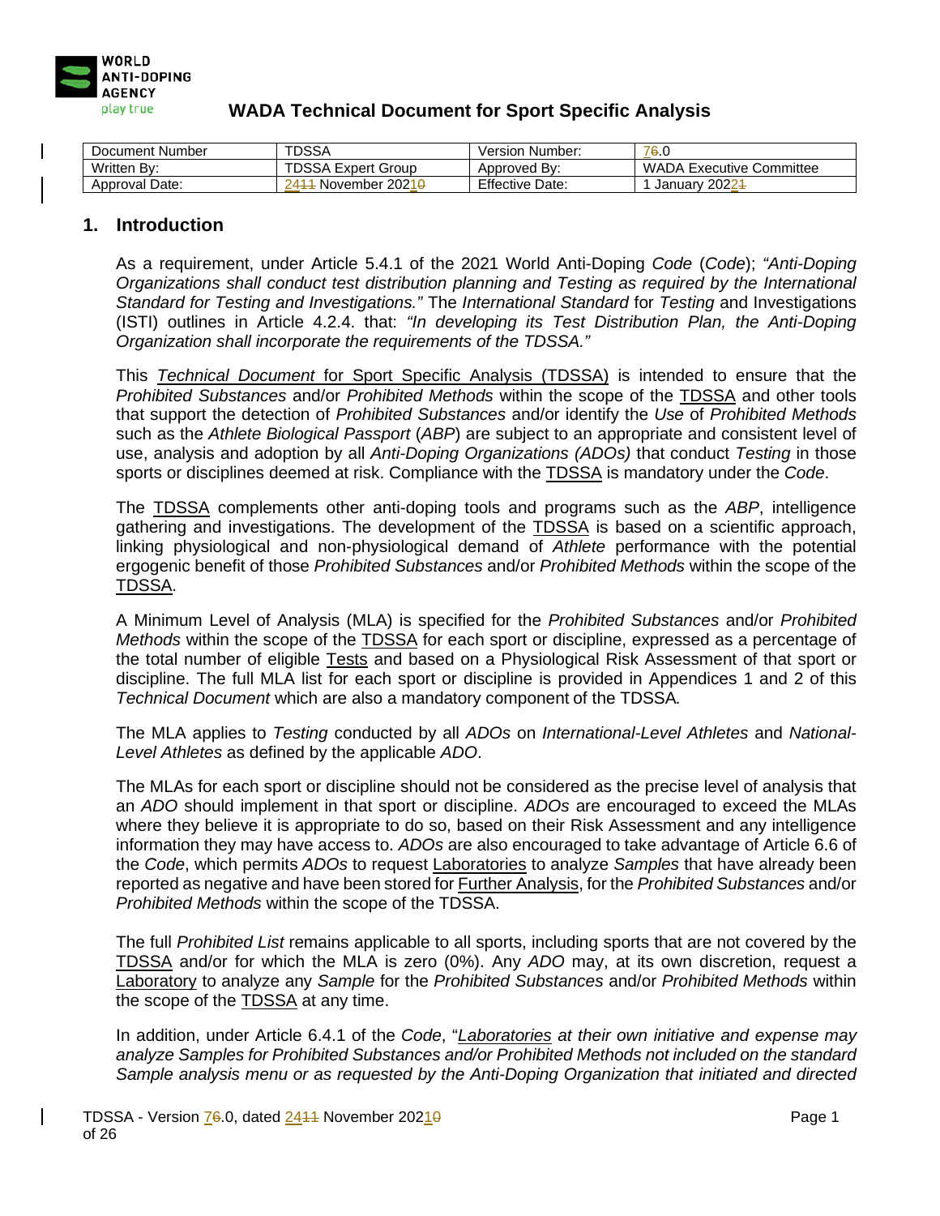# WADA Technical Document for Sport Specific Analysis

| Document Number | TDSSA | Version Number: | 76.0 |
|---|---|---|---|
| Written By: | TDSSA Expert Group | Approved By: | WADA Executive Committee |
| Approval Date: | 2411 November 20210 | Effective Date: | 1 January 20221 |

## 1. Introduction

As a requirement, under Article 5.4.1 of the 2021 World Anti-Doping *Code* (*Code*); *"Anti-Doping Organizations shall conduct test distribution planning and Testing as required by the International Standard for Testing and Investigations."* The *International Standard* for *Testing* and Investigations (ISTI) outlines in Article 4.2.4. that: *"In developing its Test Distribution Plan, the Anti-Doping Organization shall incorporate the requirements of the TDSSA."*

This *Technical Document* for Sport Specific Analysis (TDSSA) is intended to ensure that the *Prohibited Substances* and/or *Prohibited Methods* within the scope of the TDSSA and other tools that support the detection of *Prohibited Substances* and/or identify the *Use* of *Prohibited Methods* such as the *Athlete Biological Passport* (*ABP*) are subject to an appropriate and consistent level of use, analysis and adoption by all *Anti-Doping Organizations (ADOs)* that conduct *Testing* in those sports or disciplines deemed at risk. Compliance with the TDSSA is mandatory under the *Code*.

The TDSSA complements other anti-doping tools and programs such as the *ABP*, intelligence gathering and investigations. The development of the TDSSA is based on a scientific approach, linking physiological and non-physiological demand of *Athlete* performance with the potential ergogenic benefit of those *Prohibited Substances* and/or *Prohibited Methods* within the scope of the TDSSA.

A Minimum Level of Analysis (MLA) is specified for the *Prohibited Substances* and/or *Prohibited Methods* within the scope of the TDSSA for each sport or discipline, expressed as a percentage of the total number of eligible Tests and based on a Physiological Risk Assessment of that sport or discipline. The full MLA list for each sport or discipline is provided in Appendices 1 and 2 of this *Technical Document* which are also a mandatory component of the TDSSA.

The MLA applies to *Testing* conducted by all *ADOs* on *International-Level Athletes* and *National-Level Athletes* as defined by the applicable *ADO*.

The MLAs for each sport or discipline should not be considered as the precise level of analysis that an *ADO* should implement in that sport or discipline. *ADOs* are encouraged to exceed the MLAs where they believe it is appropriate to do so, based on their Risk Assessment and any intelligence information they may have access to. *ADOs* are also encouraged to take advantage of Article 6.6 of the *Code*, which permits *ADOs* to request Laboratories to analyze *Samples* that have already been reported as negative and have been stored for Further Analysis, for the *Prohibited Substances* and/or *Prohibited Methods* within the scope of the TDSSA.

The full *Prohibited List* remains applicable to all sports, including sports that are not covered by the TDSSA and/or for which the MLA is zero (0%). Any *ADO* may, at its own discretion, request a Laboratory to analyze any *Sample* for the *Prohibited Substances* and/or *Prohibited Methods* within the scope of the TDSSA at any time.

In addition, under Article 6.4.1 of the *Code*, "*Laboratories at their own initiative and expense may analyze Samples for Prohibited Substances and/or Prohibited Methods not included on the standard Sample analysis menu or as requested by the Anti-Doping Organization that initiated and directed*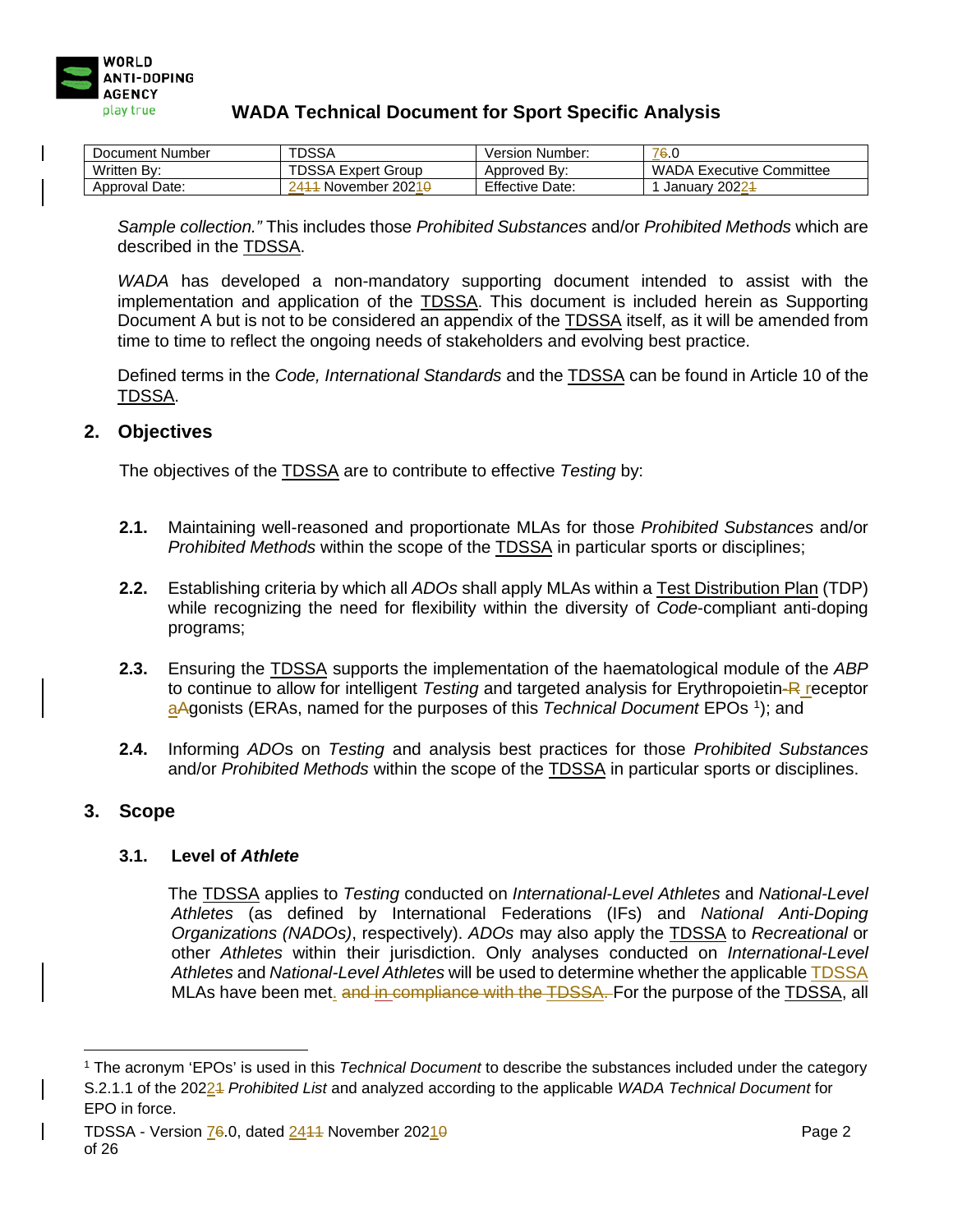*Sample collection."* This includes those *Prohibited Substances* and/or *Prohibited Methods* which are described in the TDSSA.

*WADA* has developed a non-mandatory supporting document intended to assist with the implementation and application of the TDSSA. This document is included herein as Supporting Document A but is not to be considered an appendix of the TDSSA itself, as it will be amended from time to time to reflect the ongoing needs of stakeholders and evolving best practice.

Defined terms in the *Code, International Standards* and the TDSSA can be found in Article 10 of the TDSSA.

## 2. Objectives

The objectives of the TDSSA are to contribute to effective *Testing* by:

**2.1.** Maintaining well-reasoned and proportionate MLAs for those *Prohibited Substances* and/or *Prohibited Methods* within the scope of the TDSSA in particular sports or disciplines;

**2.2.** Establishing criteria by which all *ADOs* shall apply MLAs within a Test Distribution Plan (TDP) while recognizing the need for flexibility within the diversity of *Code*-compliant anti-doping programs;

**2.3.** Ensuring the TDSSA supports the implementation of the haematological module of the *ABP* to continue to allow for intelligent *Testing* and targeted analysis for Erythropoietin~~-R~~ receptor a~~A~~gonists (ERAs, named for the purposes of this *Technical Document* EPOs [1]); and

**2.4.** Informing *ADO*s on *Testing* and analysis best practices for those *Prohibited Substances* and/or *Prohibited Methods* within the scope of the TDSSA in particular sports or disciplines.

## 3. Scope

### 3.1. Level of *Athlete*

The TDSSA applies to *Testing* conducted on *International-Level Athletes* and *National-Level Athletes* (as defined by International Federations (IFs) and *National Anti-Doping Organizations (NADOs)*, respectively). *ADOs* may also apply the TDSSA to *Recreational* or other *Athletes* within their jurisdiction. Only analyses conducted on *International-Level Athletes* and *National-Level Athletes* will be used to determine whether the applicable TDSSA MLAs have been met. ~~and in compliance with the TDSSA.~~ For the purpose of the TDSSA, all

---

[1] The acronym 'EPOs' is used in this *Technical Document* to describe the substances included under the category S.2.1.1 of the 2022~~1~~ *Prohibited List* and analyzed according to the applicable *WADA Technical Document* for EPO in force.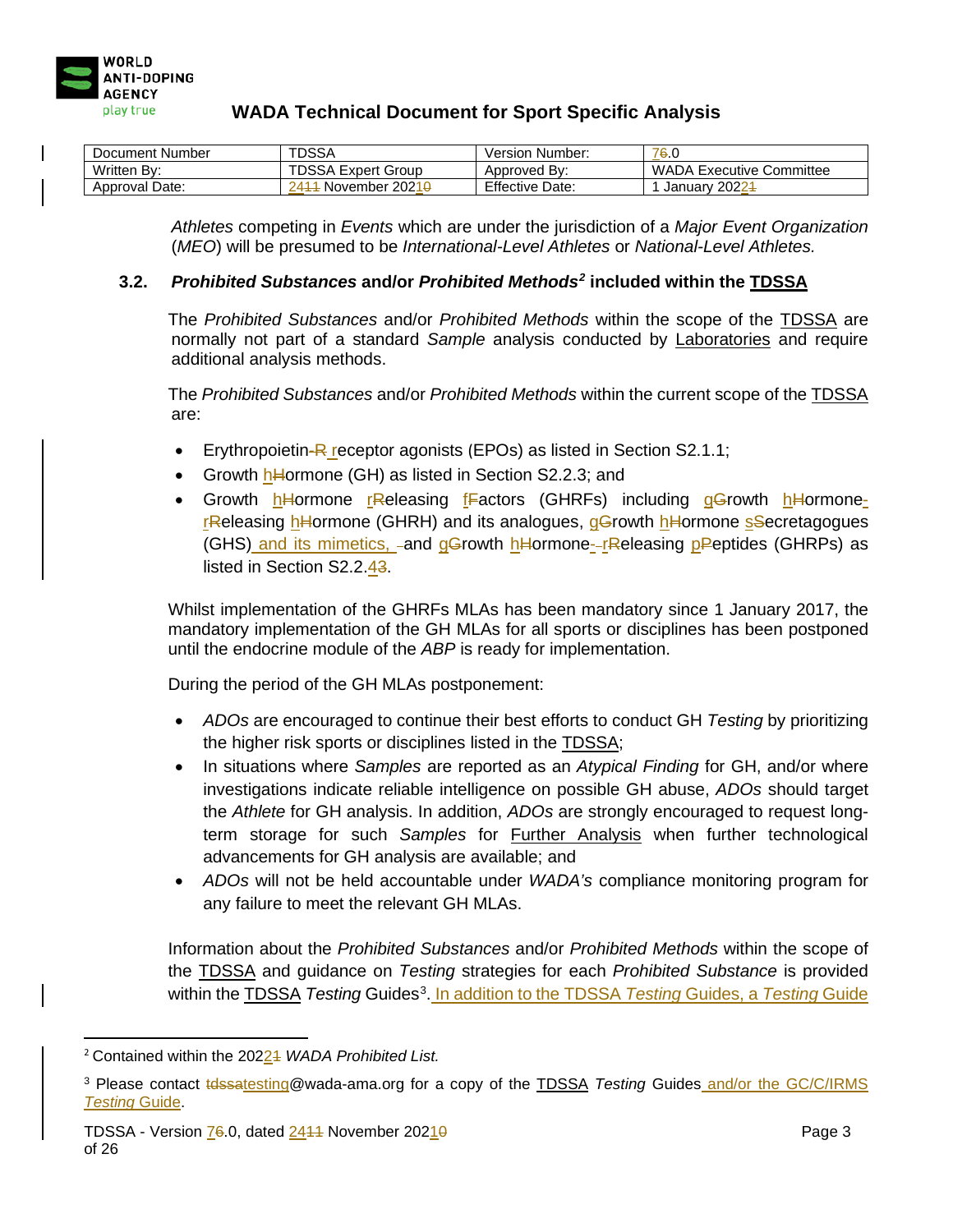*Athletes* competing in *Events* which are under the jurisdiction of a *Major Event Organization* (*MEO*) will be presumed to be *International-Level Athletes* or *National-Level Athletes.*

### 3.2. *Prohibited Substances* and/or *Prohibited Methods*[2] included within the TDSSA

The *Prohibited Substances* and/or *Prohibited Methods* within the scope of the TDSSA are normally not part of a standard *Sample* analysis conducted by Laboratories and require additional analysis methods.

The *Prohibited Substances* and/or *Prohibited Methods* within the current scope of the TDSSA are:

- Erythropoietin~~-R~~ receptor agonists (EPOs) as listed in Section S2.1.1;
- Growth h~~H~~ormone (GH) as listed in Section S2.2.3; and
- Growth h~~H~~ormone r~~R~~eleasing f~~F~~actors (GHRFs) including g~~G~~rowth h~~H~~ormone-r~~R~~eleasing h~~H~~ormone (GHRH) and its analogues, g~~G~~rowth h~~H~~ormone s~~S~~ecretagogues (GHS) and its mimetics, ~~-~~and g~~G~~rowth h~~H~~ormone-~~-~~r~~R~~eleasing p~~P~~eptides (GHRPs) as listed in Section S2.2.4~~3~~.

Whilst implementation of the GHRFs MLAs has been mandatory since 1 January 2017, the mandatory implementation of the GH MLAs for all sports or disciplines has been postponed until the endocrine module of the *ABP* is ready for implementation.

During the period of the GH MLAs postponement:

- *ADOs* are encouraged to continue their best efforts to conduct GH *Testing* by prioritizing the higher risk sports or disciplines listed in the TDSSA;
- In situations where *Samples* are reported as an *Atypical Finding* for GH, and/or where investigations indicate reliable intelligence on possible GH abuse, *ADOs* should target the *Athlete* for GH analysis. In addition, *ADOs* are strongly encouraged to request long-term storage for such *Samples* for Further Analysis when further technological advancements for GH analysis are available; and
- *ADOs* will not be held accountable under *WADA's* compliance monitoring program for any failure to meet the relevant GH MLAs.

Information about the *Prohibited Substances* and/or *Prohibited Methods* within the scope of the TDSSA and guidance on *Testing* strategies for each *Prohibited Substance* is provided within the TDSSA *Testing* Guides[3]. In addition to the TDSSA *Testing* Guides, a *Testing* Guide

---

[2] Contained within the 2022~~1~~ *WADA Prohibited List.*

[3] Please contact ~~tdssa~~testing@wada-ama.org for a copy of the TDSSA *Testing* Guides and/or the GC/C/IRMS *Testing* Guide.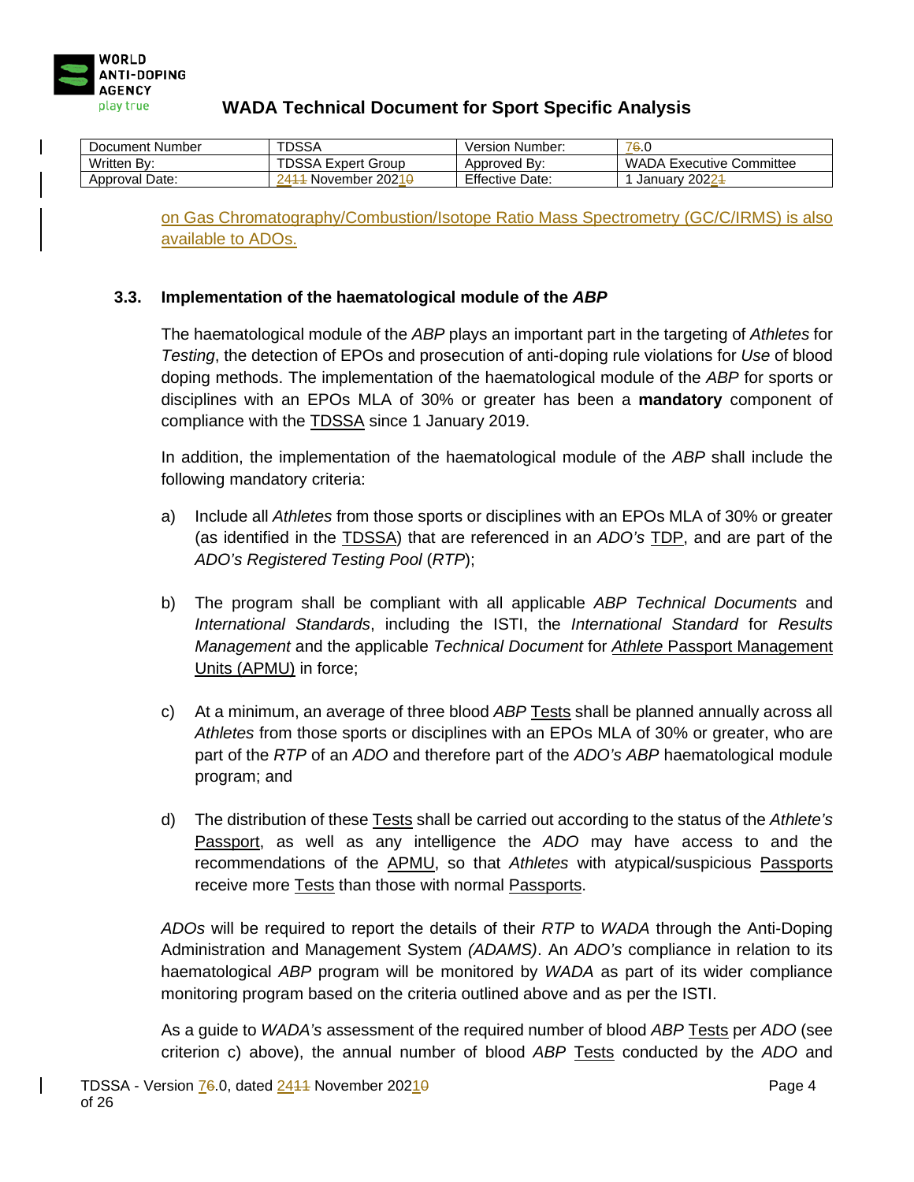on Gas Chromatography/Combustion/Isotope Ratio Mass Spectrometry (GC/C/IRMS) is also available to ADOs.

### 3.3. Implementation of the haematological module of the *ABP*

The haematological module of the *ABP* plays an important part in the targeting of *Athletes* for *Testing*, the detection of EPOs and prosecution of anti-doping rule violations for *Use* of blood doping methods. The implementation of the haematological module of the *ABP* for sports or disciplines with an EPOs MLA of 30% or greater has been a **mandatory** component of compliance with the TDSSA since 1 January 2019.

In addition, the implementation of the haematological module of the *ABP* shall include the following mandatory criteria:

a) Include all *Athletes* from those sports or disciplines with an EPOs MLA of 30% or greater (as identified in the TDSSA) that are referenced in an *ADO's* TDP, and are part of the *ADO's Registered Testing Pool* (*RTP*);

b) The program shall be compliant with all applicable *ABP Technical Documents* and *International Standards*, including the ISTI, the *International Standard* for *Results Management* and the applicable *Technical Document* for *Athlete* Passport Management Units (APMU) in force;

c) At a minimum, an average of three blood *ABP* Tests shall be planned annually across all *Athletes* from those sports or disciplines with an EPOs MLA of 30% or greater, who are part of the *RTP* of an *ADO* and therefore part of the *ADO's ABP* haematological module program; and

d) The distribution of these Tests shall be carried out according to the status of the *Athlete's* Passport, as well as any intelligence the *ADO* may have access to and the recommendations of the APMU, so that *Athletes* with atypical/suspicious Passports receive more Tests than those with normal Passports.

*ADOs* will be required to report the details of their *RTP* to *WADA* through the Anti-Doping Administration and Management System *(ADAMS)*. An *ADO's* compliance in relation to its haematological *ABP* program will be monitored by *WADA* as part of its wider compliance monitoring program based on the criteria outlined above and as per the ISTI.

As a guide to *WADA's* assessment of the required number of blood *ABP* Tests per *ADO* (see criterion c) above), the annual number of blood *ABP* Tests conducted by the *ADO* and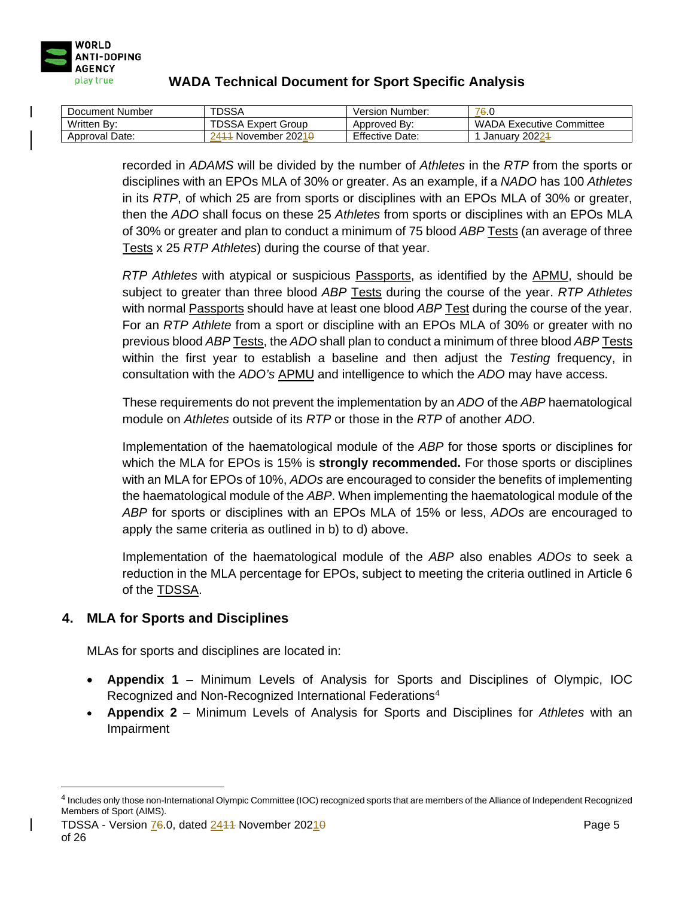recorded in *ADAMS* will be divided by the number of *Athletes* in the *RTP* from the sports or disciplines with an EPOs MLA of 30% or greater. As an example, if a *NADO* has 100 *Athletes* in its *RTP*, of which 25 are from sports or disciplines with an EPOs MLA of 30% or greater, then the *ADO* shall focus on these 25 *Athletes* from sports or disciplines with an EPOs MLA of 30% or greater and plan to conduct a minimum of 75 blood *ABP* Tests (an average of three Tests x 25 *RTP Athletes*) during the course of that year.

*RTP Athletes* with atypical or suspicious Passports, as identified by the APMU, should be subject to greater than three blood *ABP* Tests during the course of the year. *RTP Athletes* with normal Passports should have at least one blood *ABP* Test during the course of the year. For an *RTP Athlete* from a sport or discipline with an EPOs MLA of 30% or greater with no previous blood *ABP* Tests, the *ADO* shall plan to conduct a minimum of three blood *ABP* Tests within the first year to establish a baseline and then adjust the *Testing* frequency, in consultation with the *ADO's* APMU and intelligence to which the *ADO* may have access.

These requirements do not prevent the implementation by an *ADO* of the *ABP* haematological module on *Athletes* outside of its *RTP* or those in the *RTP* of another *ADO*.

Implementation of the haematological module of the *ABP* for those sports or disciplines for which the MLA for EPOs is 15% is **strongly recommended.** For those sports or disciplines with an MLA for EPOs of 10%, *ADOs* are encouraged to consider the benefits of implementing the haematological module of the *ABP*. When implementing the haematological module of the *ABP* for sports or disciplines with an EPOs MLA of 15% or less, *ADOs* are encouraged to apply the same criteria as outlined in b) to d) above.

Implementation of the haematological module of the *ABP* also enables *ADOs* to seek a reduction in the MLA percentage for EPOs, subject to meeting the criteria outlined in Article 6 of the TDSSA.

## 4. MLA for Sports and Disciplines

MLAs for sports and disciplines are located in:

- **Appendix 1** – Minimum Levels of Analysis for Sports and Disciplines of Olympic, IOC Recognized and Non-Recognized International Federations[4]
- **Appendix 2** – Minimum Levels of Analysis for Sports and Disciplines for *Athletes* with an Impairment

[4] Includes only those non-International Olympic Committee (IOC) recognized sports that are members of the Alliance of Independent Recognized Members of Sport (AIMS).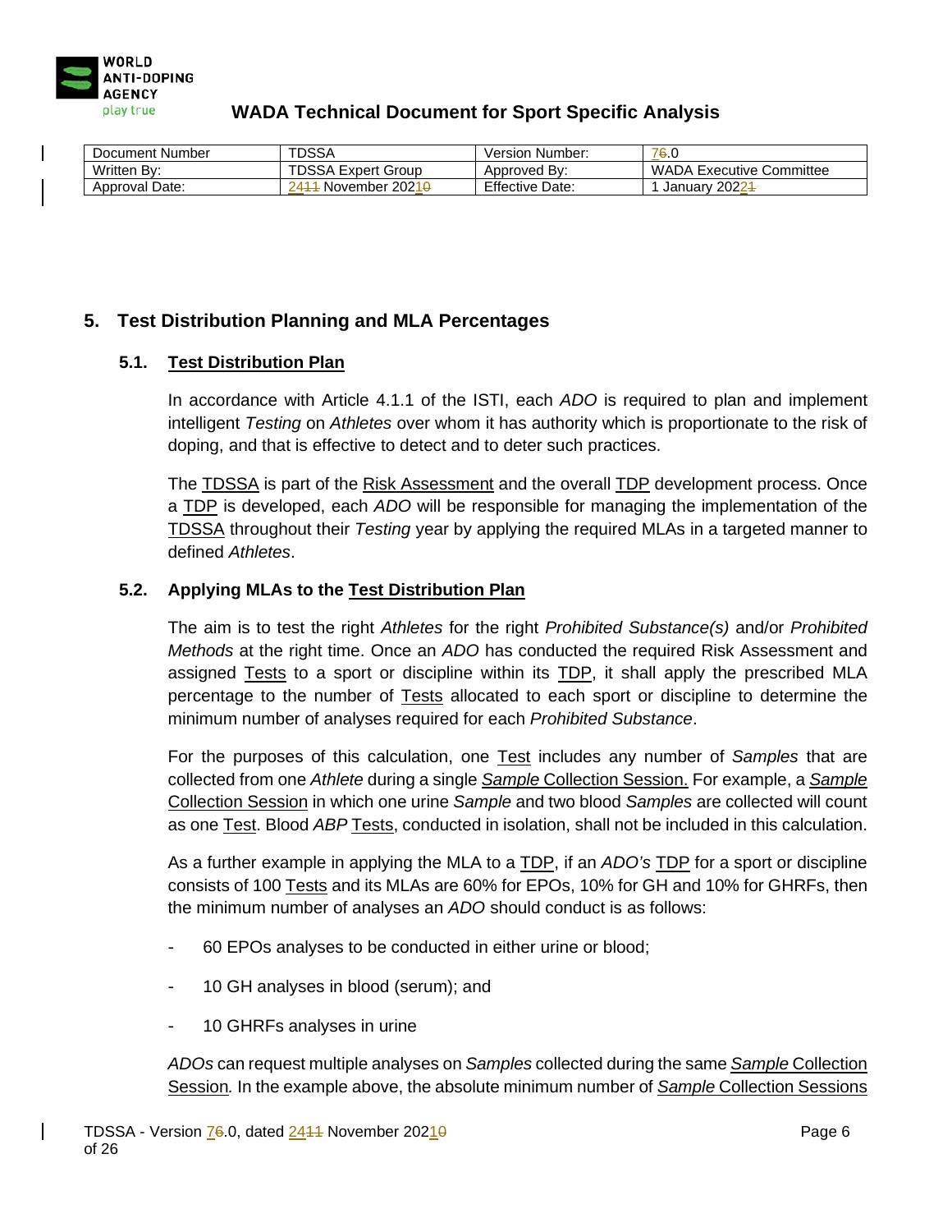| Document Number | TDSSA | Version Number: | 76.0 |
|---|---|---|---|
| Written By: | TDSSA Expert Group | Approved By: | WADA Executive Committee |
| Approval Date: | 2411 November 20210 | Effective Date: | 1 January 20221 |

## 5. Test Distribution Planning and MLA Percentages

### 5.1. Test Distribution Plan

In accordance with Article 4.1.1 of the ISTI, each *ADO* is required to plan and implement intelligent *Testing* on *Athletes* over whom it has authority which is proportionate to the risk of doping, and that is effective to detect and to deter such practices.

The TDSSA is part of the Risk Assessment and the overall TDP development process. Once a TDP is developed, each *ADO* will be responsible for managing the implementation of the TDSSA throughout their *Testing* year by applying the required MLAs in a targeted manner to defined *Athletes*.

### 5.2. Applying MLAs to the Test Distribution Plan

The aim is to test the right *Athletes* for the right *Prohibited Substance(s)* and/or *Prohibited Methods* at the right time. Once an *ADO* has conducted the required Risk Assessment and assigned Tests to a sport or discipline within its TDP, it shall apply the prescribed MLA percentage to the number of Tests allocated to each sport or discipline to determine the minimum number of analyses required for each *Prohibited Substance*.

For the purposes of this calculation, one Test includes any number of *Samples* that are collected from one *Athlete* during a single *Sample* Collection Session. For example, a *Sample* Collection Session in which one urine *Sample* and two blood *Samples* are collected will count as one Test. Blood *ABP* Tests, conducted in isolation, shall not be included in this calculation.

As a further example in applying the MLA to a TDP, if an *ADO's* TDP for a sport or discipline consists of 100 Tests and its MLAs are 60% for EPOs, 10% for GH and 10% for GHRFs, then the minimum number of analyses an *ADO* should conduct is as follows:

- 60 EPOs analyses to be conducted in either urine or blood;
- 10 GH analyses in blood (serum); and
- 10 GHRFs analyses in urine

*ADOs* can request multiple analyses on *Samples* collected during the same *Sample* Collection Session*.* In the example above, the absolute minimum number of *Sample* Collection Sessions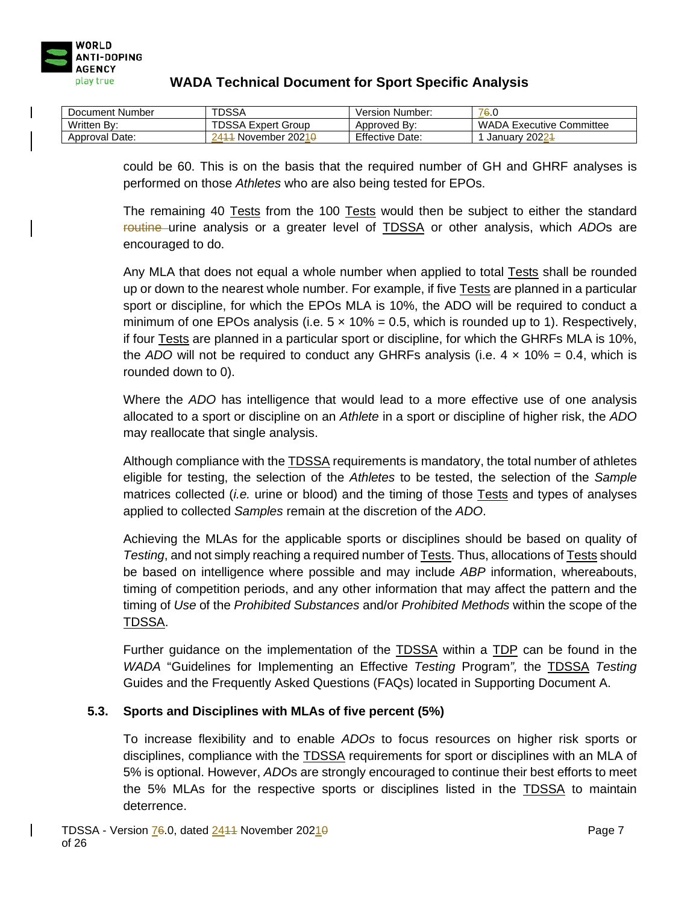could be 60. This is on the basis that the required number of GH and GHRF analyses is performed on those *Athletes* who are also being tested for EPOs.

The remaining 40 Tests from the 100 Tests would then be subject to either the standard ~~routine~~ urine analysis or a greater level of TDSSA or other analysis, which *ADO*s are encouraged to do.

Any MLA that does not equal a whole number when applied to total Tests shall be rounded up or down to the nearest whole number. For example, if five Tests are planned in a particular sport or discipline, for which the EPOs MLA is 10%, the ADO will be required to conduct a minimum of one EPOs analysis (i.e. 5 × 10% = 0.5, which is rounded up to 1). Respectively, if four Tests are planned in a particular sport or discipline, for which the GHRFs MLA is 10%, the *ADO* will not be required to conduct any GHRFs analysis (i.e. 4 × 10% = 0.4, which is rounded down to 0).

Where the *ADO* has intelligence that would lead to a more effective use of one analysis allocated to a sport or discipline on an *Athlete* in a sport or discipline of higher risk, the *ADO* may reallocate that single analysis.

Although compliance with the TDSSA requirements is mandatory, the total number of athletes eligible for testing, the selection of the *Athletes* to be tested, the selection of the *Sample* matrices collected (*i.e.* urine or blood) and the timing of those Tests and types of analyses applied to collected *Samples* remain at the discretion of the *ADO*.

Achieving the MLAs for the applicable sports or disciplines should be based on quality of *Testing*, and not simply reaching a required number of Tests. Thus, allocations of Tests should be based on intelligence where possible and may include *ABP* information, whereabouts, timing of competition periods, and any other information that may affect the pattern and the timing of *Use* of the *Prohibited Substances* and/or *Prohibited Methods* within the scope of the TDSSA.

Further guidance on the implementation of the TDSSA within a TDP can be found in the *WADA* "Guidelines for Implementing an Effective *Testing* Program*",* the TDSSA *Testing* Guides and the Frequently Asked Questions (FAQs) located in Supporting Document A.

### 5.3. Sports and Disciplines with MLAs of five percent (5%)

To increase flexibility and to enable *ADOs* to focus resources on higher risk sports or disciplines, compliance with the TDSSA requirements for sport or disciplines with an MLA of 5% is optional. However, *ADO*s are strongly encouraged to continue their best efforts to meet the 5% MLAs for the respective sports or disciplines listed in the TDSSA to maintain deterrence.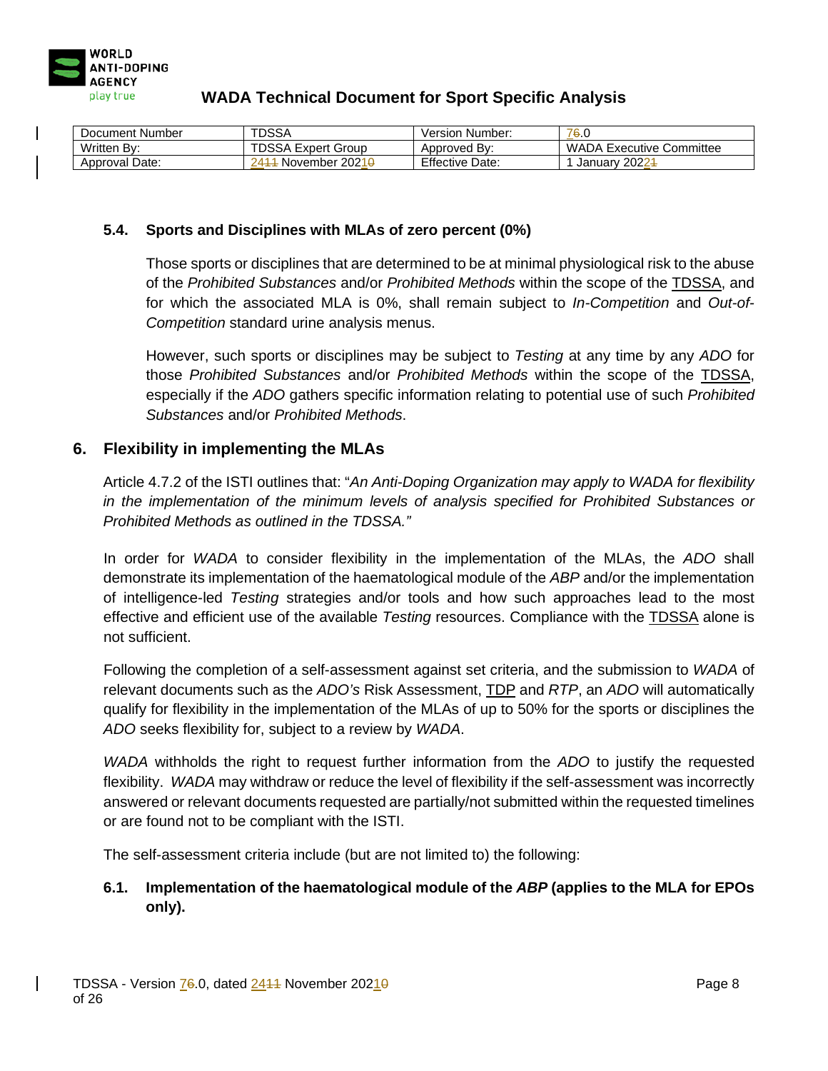### 5.4. Sports and Disciplines with MLAs of zero percent (0%)

Those sports or disciplines that are determined to be at minimal physiological risk to the abuse of the *Prohibited Substances* and/or *Prohibited Methods* within the scope of the TDSSA, and for which the associated MLA is 0%, shall remain subject to *In-Competition* and *Out-of-Competition* standard urine analysis menus.

However, such sports or disciplines may be subject to *Testing* at any time by any *ADO* for those *Prohibited Substances* and/or *Prohibited Methods* within the scope of the TDSSA, especially if the *ADO* gathers specific information relating to potential use of such *Prohibited Substances* and/or *Prohibited Methods*.

## 6. Flexibility in implementing the MLAs

Article 4.7.2 of the ISTI outlines that: "*An Anti-Doping Organization may apply to WADA for flexibility in the implementation of the minimum levels of analysis specified for Prohibited Substances or Prohibited Methods as outlined in the TDSSA.*"

In order for *WADA* to consider flexibility in the implementation of the MLAs, the *ADO* shall demonstrate its implementation of the haematological module of the *ABP* and/or the implementation of intelligence-led *Testing* strategies and/or tools and how such approaches lead to the most effective and efficient use of the available *Testing* resources. Compliance with the TDSSA alone is not sufficient.

Following the completion of a self-assessment against set criteria, and the submission to *WADA* of relevant documents such as the *ADO's* Risk Assessment, TDP and *RTP*, an *ADO* will automatically qualify for flexibility in the implementation of the MLAs of up to 50% for the sports or disciplines the *ADO* seeks flexibility for, subject to a review by *WADA*.

*WADA* withholds the right to request further information from the *ADO* to justify the requested flexibility. *WADA* may withdraw or reduce the level of flexibility if the self-assessment was incorrectly answered or relevant documents requested are partially/not submitted within the requested timelines or are found not to be compliant with the ISTI.

The self-assessment criteria include (but are not limited to) the following:

### 6.1. Implementation of the haematological module of the *ABP* (applies to the MLA for EPOs only).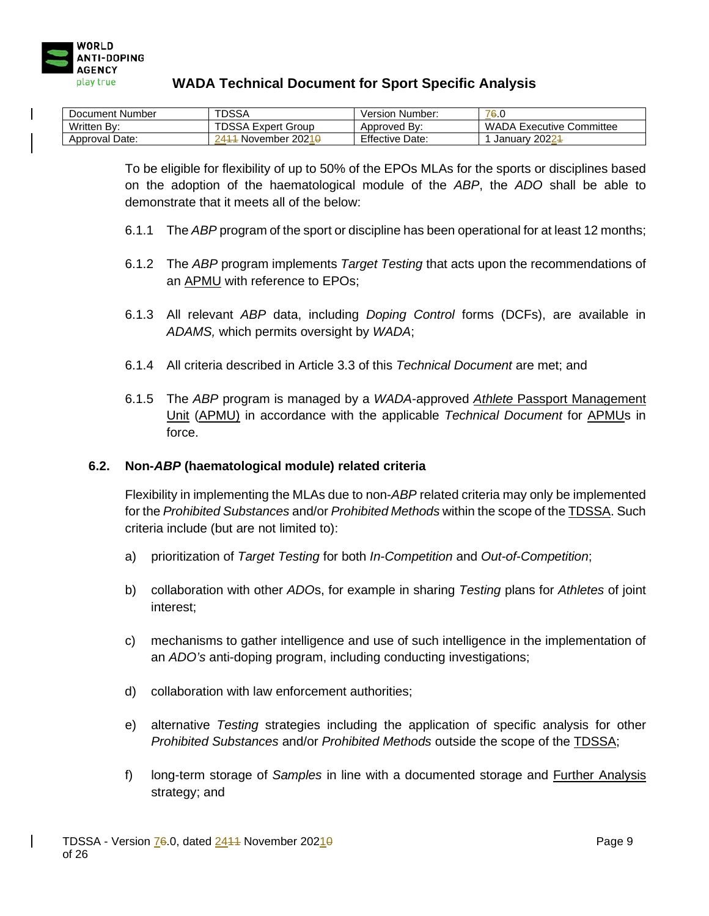To be eligible for flexibility of up to 50% of the EPOs MLAs for the sports or disciplines based on the adoption of the haematological module of the *ABP*, the *ADO* shall be able to demonstrate that it meets all of the below:

6.1.1 The *ABP* program of the sport or discipline has been operational for at least 12 months;

6.1.2 The *ABP* program implements *Target Testing* that acts upon the recommendations of an APMU with reference to EPOs;

6.1.3 All relevant *ABP* data, including *Doping Control* forms (DCFs), are available in *ADAMS,* which permits oversight by *WADA*;

6.1.4 All criteria described in Article 3.3 of this *Technical Document* are met; and

6.1.5 The *ABP* program is managed by a *WADA*-approved *Athlete* Passport Management Unit (APMU) in accordance with the applicable *Technical Document* for APMUs in force.

### 6.2. Non-*ABP* (haematological module) related criteria

Flexibility in implementing the MLAs due to non-*ABP* related criteria may only be implemented for the *Prohibited Substances* and/or *Prohibited Methods* within the scope of the TDSSA. Such criteria include (but are not limited to):

a) prioritization of *Target Testing* for both *In-Competition* and *Out-of-Competition*;

b) collaboration with other *ADO*s, for example in sharing *Testing* plans for *Athletes* of joint interest;

c) mechanisms to gather intelligence and use of such intelligence in the implementation of an *ADO's* anti-doping program, including conducting investigations;

d) collaboration with law enforcement authorities;

e) alternative *Testing* strategies including the application of specific analysis for other *Prohibited Substances* and/or *Prohibited Methods* outside the scope of the TDSSA;

f) long-term storage of *Samples* in line with a documented storage and Further Analysis strategy; and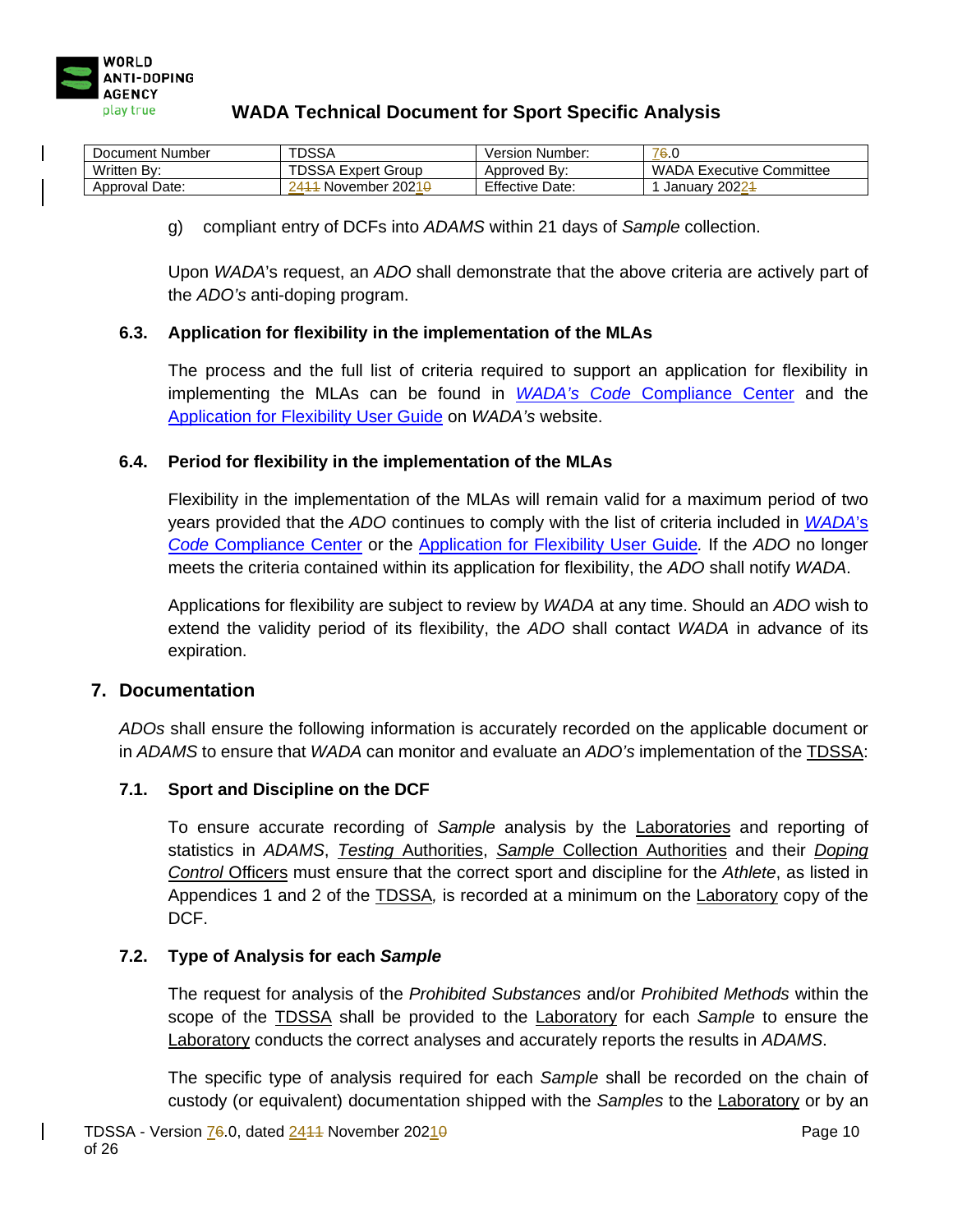g) compliant entry of DCFs into *ADAMS* within 21 days of *Sample* collection.

Upon *WADA*'s request, an *ADO* shall demonstrate that the above criteria are actively part of the *ADO's* anti-doping program.

### 6.3. Application for flexibility in the implementation of the MLAs

The process and the full list of criteria required to support an application for flexibility in implementing the MLAs can be found in *WADA's Code* Compliance Center and the Application for Flexibility User Guide on *WADA's* website.

### 6.4. Period for flexibility in the implementation of the MLAs

Flexibility in the implementation of the MLAs will remain valid for a maximum period of two years provided that the *ADO* continues to comply with the list of criteria included in *WADA*'s *Code* Compliance Center or the Application for Flexibility User Guide*.* If the *ADO* no longer meets the criteria contained within its application for flexibility, the *ADO* shall notify *WADA*.

Applications for flexibility are subject to review by *WADA* at any time. Should an *ADO* wish to extend the validity period of its flexibility, the *ADO* shall contact *WADA* in advance of its expiration.

## 7. Documentation

*ADOs* shall ensure the following information is accurately recorded on the applicable document or in *ADAMS* to ensure that *WADA* can monitor and evaluate an *ADO's* implementation of the TDSSA:

### 7.1. Sport and Discipline on the DCF

To ensure accurate recording of *Sample* analysis by the Laboratories and reporting of statistics in *ADAMS*, *Testing* Authorities, *Sample* Collection Authorities and their *Doping Control* Officers must ensure that the correct sport and discipline for the *Athlete*, as listed in Appendices 1 and 2 of the TDSSA*,* is recorded at a minimum on the Laboratory copy of the DCF.

### 7.2. Type of Analysis for each *Sample*

The request for analysis of the *Prohibited Substances* and/or *Prohibited Methods* within the scope of the TDSSA shall be provided to the Laboratory for each *Sample* to ensure the Laboratory conducts the correct analyses and accurately reports the results in *ADAMS*.

The specific type of analysis required for each *Sample* shall be recorded on the chain of custody (or equivalent) documentation shipped with the *Samples* to the Laboratory or by an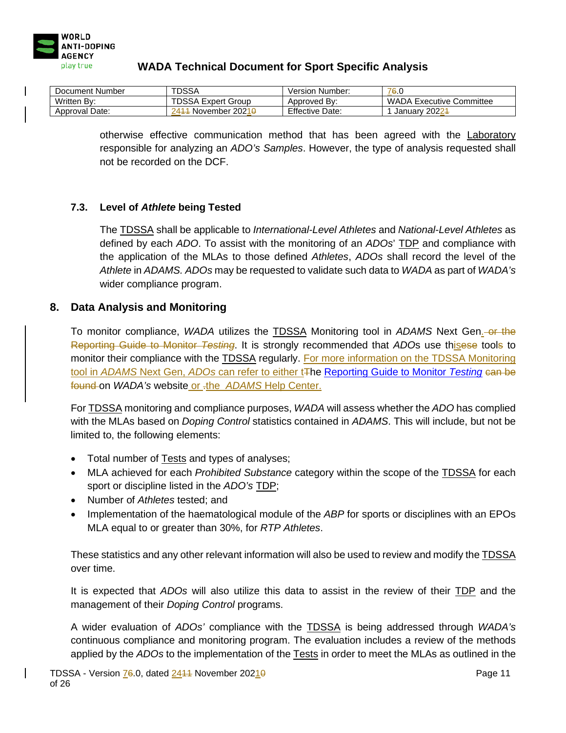otherwise effective communication method that has been agreed with the Laboratory responsible for analyzing an *ADO's Samples*. However, the type of analysis requested shall not be recorded on the DCF.

### 7.3. Level of *Athlete* being Tested

The TDSSA shall be applicable to *International-Level Athletes* and *National-Level Athletes* as defined by each *ADO*. To assist with the monitoring of an *ADOs*' TDP and compliance with the application of the MLAs to those defined *Athletes*, *ADOs* shall record the level of the *Athlete* in *ADAMS*. *ADOs* may be requested to validate such data to *WADA* as part of *WADA's* wider compliance program.

## 8. Data Analysis and Monitoring

To monitor compliance, *WADA* utilizes the TDSSA Monitoring tool in *ADAMS* Next Gen.~~ or the Reporting Guide to Monitor *Testing*~~. It is strongly recommended that *ADOs* use this~~ese~~ tool~~s~~ to monitor their compliance with the TDSSA regularly. For more information on the TDSSA Monitoring tool in *ADAMS* Next Gen, *ADOs* can refer to either t~~T~~he Reporting Guide to Monitor *Testing* ~~can be found~~ on *WADA's* website or ~~.~~the *ADAMS* Help Center.

For TDSSA monitoring and compliance purposes, *WADA* will assess whether the *ADO* has complied with the MLAs based on *Doping Control* statistics contained in *ADAMS*. This will include, but not be limited to, the following elements:

- Total number of Tests and types of analyses;
- MLA achieved for each *Prohibited Substance* category within the scope of the TDSSA for each sport or discipline listed in the *ADO's* TDP;
- Number of *Athletes* tested; and
- Implementation of the haematological module of the *ABP* for sports or disciplines with an EPOs MLA equal to or greater than 30%, for *RTP Athletes*.

These statistics and any other relevant information will also be used to review and modify the TDSSA over time.

It is expected that *ADOs* will also utilize this data to assist in the review of their TDP and the management of their *Doping Control* programs.

A wider evaluation of *ADOs'* compliance with the TDSSA is being addressed through *WADA's* continuous compliance and monitoring program. The evaluation includes a review of the methods applied by the *ADOs* to the implementation of the Tests in order to meet the MLAs as outlined in the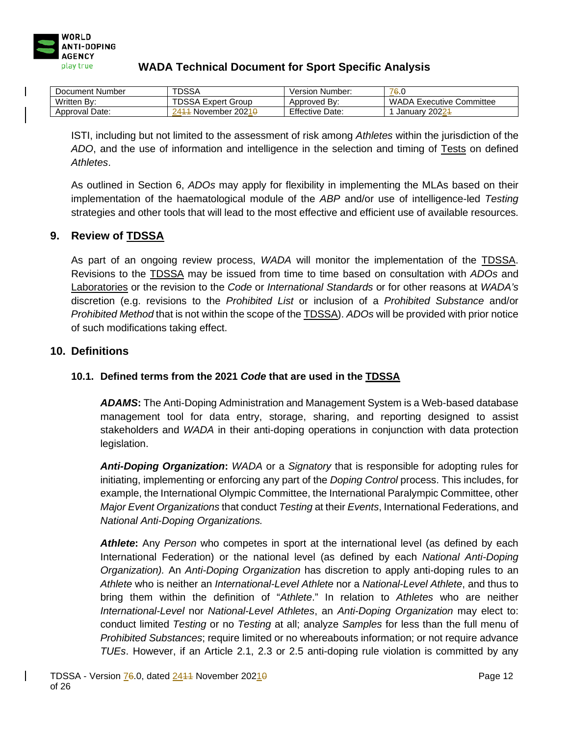| Document Number | TDSSA | Version Number: | 76.0 |
|---|---|---|---|
| Written By: | TDSSA Expert Group | Approved By: | WADA Executive Committee |
| Approval Date: | 2411 November 20210 | Effective Date: | 1 January 20221 |

ISTI, including but not limited to the assessment of risk among *Athletes* within the jurisdiction of the *ADO*, and the use of information and intelligence in the selection and timing of Tests on defined *Athletes*.

As outlined in Section 6, *ADOs* may apply for flexibility in implementing the MLAs based on their implementation of the haematological module of the *ABP* and/or use of intelligence-led *Testing* strategies and other tools that will lead to the most effective and efficient use of available resources.

## 9. Review of TDSSA

As part of an ongoing review process, *WADA* will monitor the implementation of the TDSSA. Revisions to the TDSSA may be issued from time to time based on consultation with *ADOs* and Laboratories or the revision to the *Code* or *International Standards* or for other reasons at *WADA's* discretion (e.g. revisions to the *Prohibited List* or inclusion of a *Prohibited Substance* and/or *Prohibited Method* that is not within the scope of the TDSSA). *ADOs* will be provided with prior notice of such modifications taking effect.

## 10. Definitions

### 10.1. Defined terms from the 2021 *Code* that are used in the TDSSA

***ADAMS*:** The Anti-Doping Administration and Management System is a Web-based database management tool for data entry, storage, sharing, and reporting designed to assist stakeholders and *WADA* in their anti-doping operations in conjunction with data protection legislation.

***Anti-Doping Organization*:** *WADA* or a *Signatory* that is responsible for adopting rules for initiating, implementing or enforcing any part of the *Doping Control* process. This includes, for example, the International Olympic Committee, the International Paralympic Committee, other *Major Event Organizations* that conduct *Testing* at their *Events*, International Federations, and *National Anti-Doping Organizations.*

***Athlete*:** Any *Person* who competes in sport at the international level (as defined by each International Federation) or the national level (as defined by each *National Anti-Doping Organization).* An *Anti-Doping Organization* has discretion to apply anti-doping rules to an *Athlete* who is neither an *International-Level Athlete* nor a *National-Level Athlete*, and thus to bring them within the definition of "*Athlete*." In relation to *Athletes* who are neither *International-Level* nor *National-Level Athletes*, an *Anti-Doping Organization* may elect to: conduct limited *Testing* or no *Testing* at all; analyze *Samples* for less than the full menu of *Prohibited Substances*; require limited or no whereabouts information; or not require advance *TUEs*. However, if an Article 2.1, 2.3 or 2.5 anti-doping rule violation is committed by any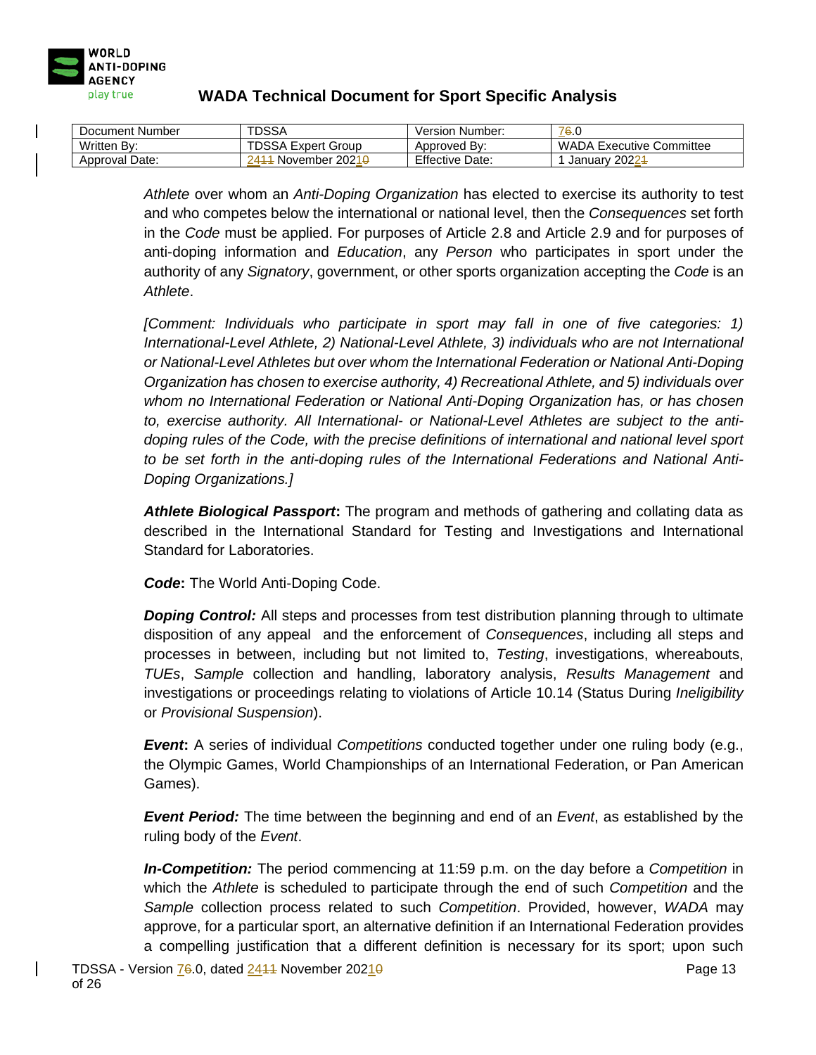*Athlete* over whom an *Anti-Doping Organization* has elected to exercise its authority to test and who competes below the international or national level, then the *Consequences* set forth in the *Code* must be applied. For purposes of Article 2.8 and Article 2.9 and for purposes of anti-doping information and *Education*, any *Person* who participates in sport under the authority of any *Signatory*, government, or other sports organization accepting the *Code* is an *Athlete*.

*[Comment: Individuals who participate in sport may fall in one of five categories: 1) International-Level Athlete, 2) National-Level Athlete, 3) individuals who are not International or National-Level Athletes but over whom the International Federation or National Anti-Doping Organization has chosen to exercise authority, 4) Recreational Athlete, and 5) individuals over whom no International Federation or National Anti-Doping Organization has, or has chosen to, exercise authority. All International- or National-Level Athletes are subject to the anti-doping rules of the Code, with the precise definitions of international and national level sport to be set forth in the anti-doping rules of the International Federations and National Anti-Doping Organizations.]*

***Athlete Biological Passport*:** The program and methods of gathering and collating data as described in the International Standard for Testing and Investigations and International Standard for Laboratories.

***Code*:** The World Anti-Doping Code.

***Doping Control:*** All steps and processes from test distribution planning through to ultimate disposition of any appeal and the enforcement of *Consequences*, including all steps and processes in between, including but not limited to, *Testing*, investigations, whereabouts, *TUEs*, *Sample* collection and handling, laboratory analysis, *Results Management* and investigations or proceedings relating to violations of Article 10.14 (Status During *Ineligibility* or *Provisional Suspension*).

***Event*:** A series of individual *Competitions* conducted together under one ruling body (e.g., the Olympic Games, World Championships of an International Federation, or Pan American Games).

***Event Period:*** The time between the beginning and end of an *Event*, as established by the ruling body of the *Event*.

***In-Competition:*** The period commencing at 11:59 p.m. on the day before a *Competition* in which the *Athlete* is scheduled to participate through the end of such *Competition* and the *Sample* collection process related to such *Competition*. Provided, however, *WADA* may approve, for a particular sport, an alternative definition if an International Federation provides a compelling justification that a different definition is necessary for its sport; upon such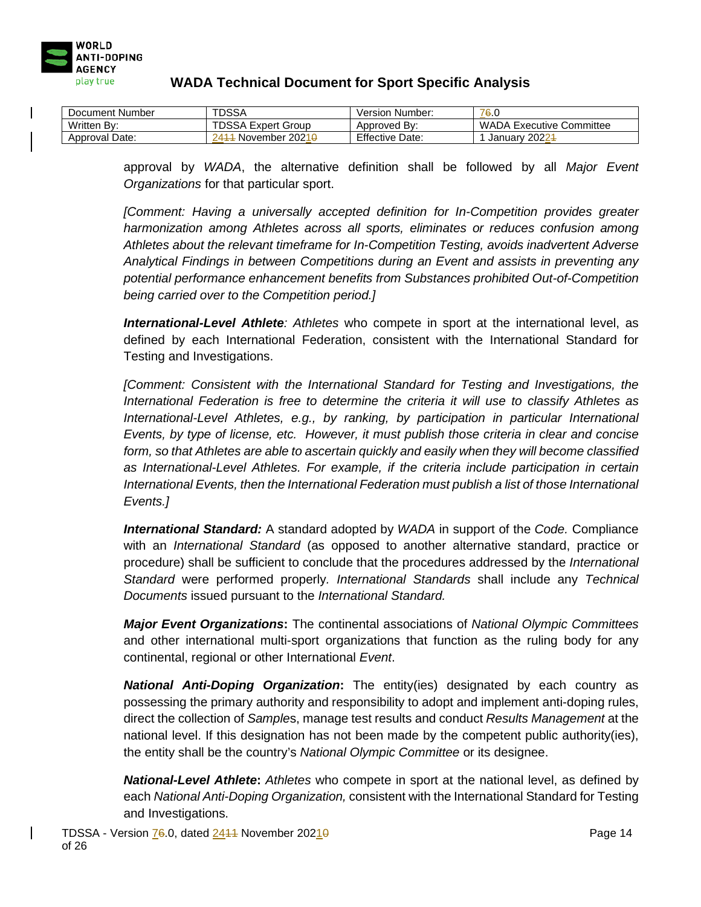approval by *WADA*, the alternative definition shall be followed by all *Major Event Organizations* for that particular sport.

*[Comment: Having a universally accepted definition for In-Competition provides greater harmonization among Athletes across all sports, eliminates or reduces confusion among Athletes about the relevant timeframe for In-Competition Testing, avoids inadvertent Adverse Analytical Findings in between Competitions during an Event and assists in preventing any potential performance enhancement benefits from Substances prohibited Out-of-Competition being carried over to the Competition period.]*

***International-Level Athlete****:* *Athletes* who compete in sport at the international level, as defined by each International Federation, consistent with the International Standard for Testing and Investigations.

*[Comment: Consistent with the International Standard for Testing and Investigations, the International Federation is free to determine the criteria it will use to classify Athletes as International-Level Athletes, e.g., by ranking, by participation in particular International Events, by type of license, etc. However, it must publish those criteria in clear and concise form, so that Athletes are able to ascertain quickly and easily when they will become classified as International-Level Athletes. For example, if the criteria include participation in certain International Events, then the International Federation must publish a list of those International Events.]*

***International Standard:*** A standard adopted by *WADA* in support of the *Code.* Compliance with an *International Standard* (as opposed to another alternative standard, practice or procedure) shall be sufficient to conclude that the procedures addressed by the *International Standard* were performed properly. *International Standards* shall include any *Technical Documents* issued pursuant to the *International Standard.*

***Major Event Organizations*****:** The continental associations of *National Olympic Committees* and other international multi-sport organizations that function as the ruling body for any continental, regional or other International *Event*.

***National Anti-Doping Organization*****:** The entity(ies) designated by each country as possessing the primary authority and responsibility to adopt and implement anti-doping rules, direct the collection of *Samples*, manage test results and conduct *Results Management* at the national level. If this designation has not been made by the competent public authority(ies), the entity shall be the country's *National Olympic Committee* or its designee.

***National-Level Athlete*****:** *Athletes* who compete in sport at the national level, as defined by each *National Anti-Doping Organization,* consistent with the International Standard for Testing and Investigations.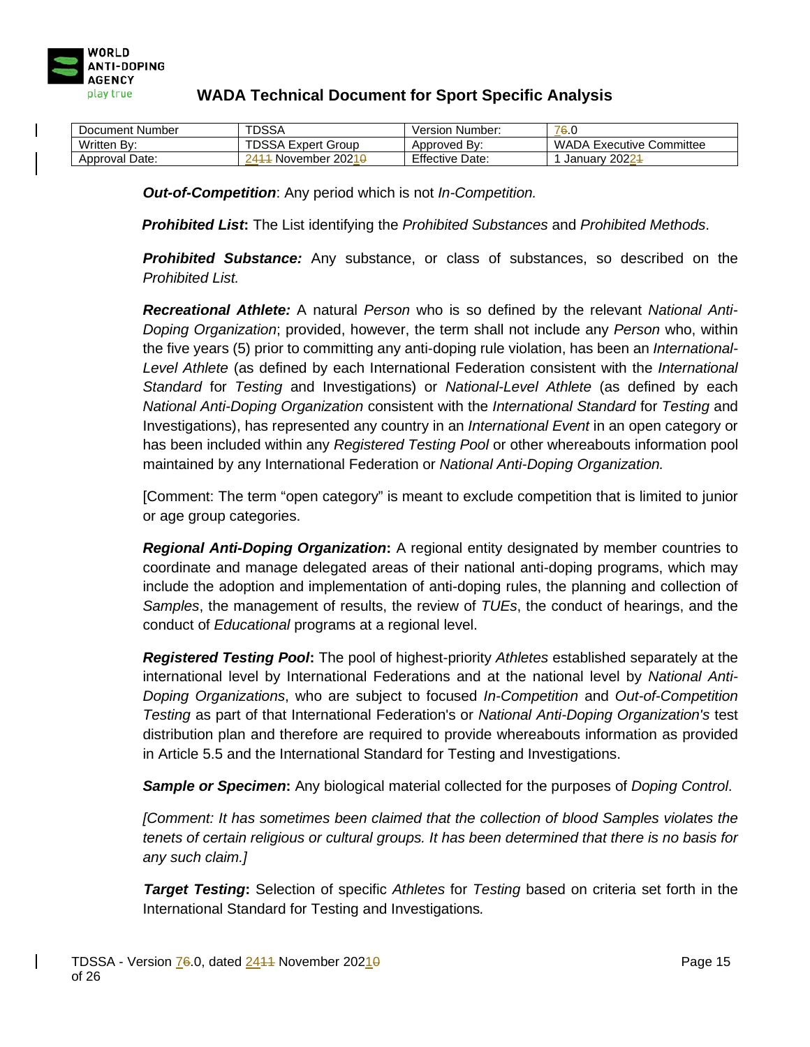***Out-of-Competition***: Any period which is not *In-Competition.*

***Prohibited List*****:** The List identifying the *Prohibited Substances* and *Prohibited Methods*.

***Prohibited Substance:*** Any substance, or class of substances, so described on the *Prohibited List.*

***Recreational Athlete:*** A natural *Person* who is so defined by the relevant *National Anti-Doping Organization*; provided, however, the term shall not include any *Person* who, within the five years (5) prior to committing any anti-doping rule violation, has been an *International-Level Athlete* (as defined by each International Federation consistent with the *International Standard* for *Testing* and Investigations) or *National-Level Athlete* (as defined by each *National Anti-Doping Organization* consistent with the *International Standard* for *Testing* and Investigations), has represented any country in an *International Event* in an open category or has been included within any *Registered Testing Pool* or other whereabouts information pool maintained by any International Federation or *National Anti-Doping Organization.*

[Comment: The term "open category" is meant to exclude competition that is limited to junior or age group categories.

***Regional Anti-Doping Organization*****:** A regional entity designated by member countries to coordinate and manage delegated areas of their national anti-doping programs, which may include the adoption and implementation of anti-doping rules, the planning and collection of *Samples*, the management of results, the review of *TUEs*, the conduct of hearings, and the conduct of *Educational* programs at a regional level.

***Registered Testing Pool*****:** The pool of highest-priority *Athletes* established separately at the international level by International Federations and at the national level by *National Anti-Doping Organizations*, who are subject to focused *In-Competition* and *Out-of-Competition Testing* as part of that International Federation's or *National Anti-Doping Organization's* test distribution plan and therefore are required to provide whereabouts information as provided in Article 5.5 and the International Standard for Testing and Investigations.

***Sample or Specimen*****:** Any biological material collected for the purposes of *Doping Control*.

*[Comment: It has sometimes been claimed that the collection of blood Samples violates the tenets of certain religious or cultural groups. It has been determined that there is no basis for any such claim.]*

***Target Testing*****:** Selection of specific *Athletes* for *Testing* based on criteria set forth in the International Standard for Testing and Investigations*.*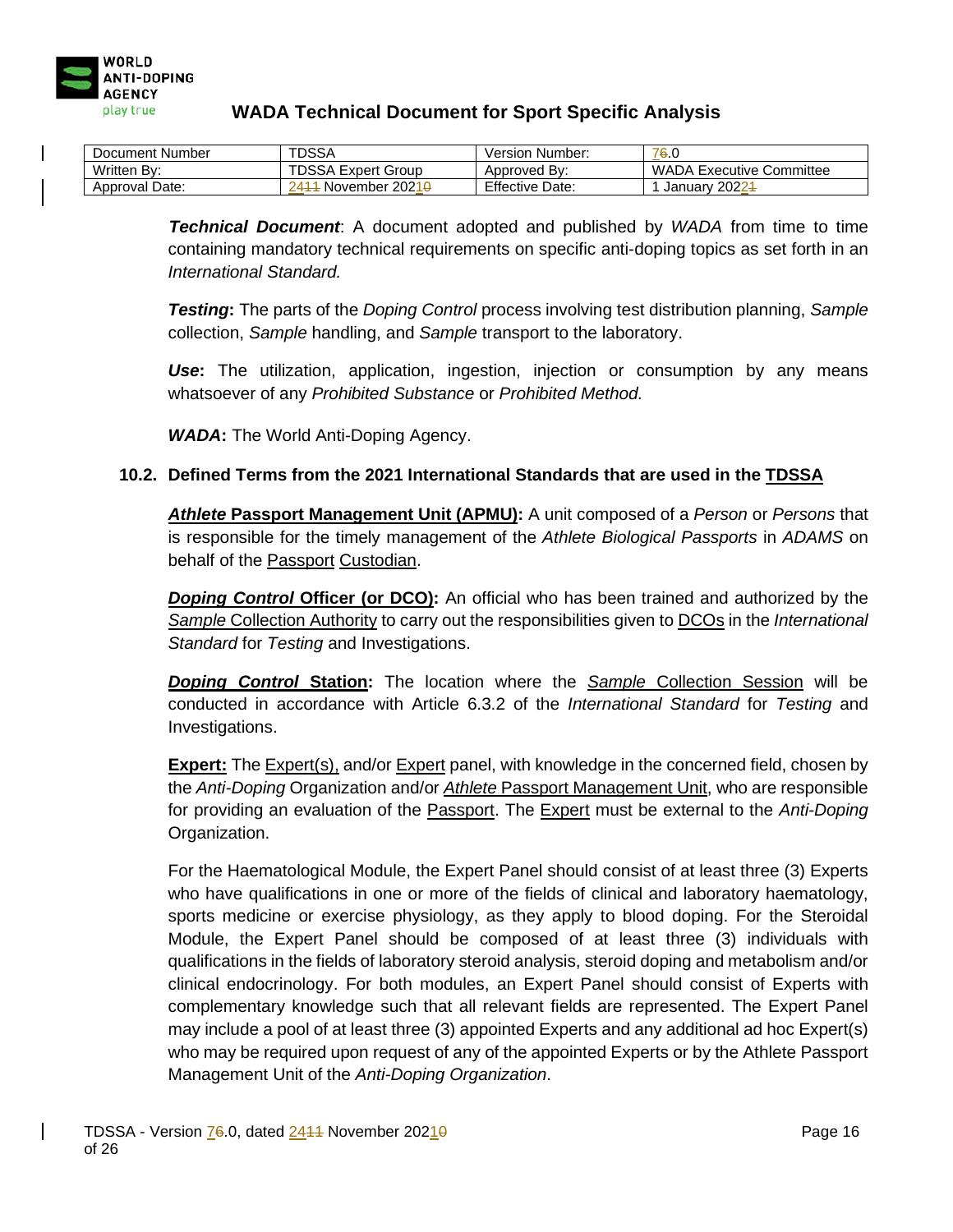| Document Number | TDSSA | Version Number: | 7.0 |
|---|---|---|---|
| Written By: | TDSSA Expert Group | Approved By: | WADA Executive Committee |
| Approval Date: | 24 November 2021 | Effective Date: | 1 January 2022 |

***Technical Document***: A document adopted and published by *WADA* from time to time containing mandatory technical requirements on specific anti-doping topics as set forth in an *International Standard.*

***Testing*:** The parts of the *Doping Control* process involving test distribution planning, *Sample* collection, *Sample* handling, and *Sample* transport to the laboratory.

***Use*:** The utilization, application, ingestion, injection or consumption by any means whatsoever of any *Prohibited Substance* or *Prohibited Method.*

***WADA*:** The World Anti-Doping Agency.

### 10.2. Defined Terms from the 2021 International Standards that are used in the TDSSA

***Athlete* Passport Management Unit (APMU):** A unit composed of a *Person* or *Persons* that is responsible for the timely management of the *Athlete Biological Passports* in *ADAMS* on behalf of the Passport Custodian.

***Doping Control* Officer (or DCO):** An official who has been trained and authorized by the *Sample* Collection Authority to carry out the responsibilities given to DCOs in the *International Standard* for *Testing* and Investigations.

***Doping Control* Station:** The location where the *Sample* Collection Session will be conducted in accordance with Article 6.3.2 of the *International Standard* for *Testing* and Investigations.

**Expert:** The Expert(s), and/or Expert panel, with knowledge in the concerned field, chosen by the *Anti-Doping* Organization and/or *Athlete* Passport Management Unit, who are responsible for providing an evaluation of the Passport. The Expert must be external to the *Anti-Doping* Organization.

For the Haematological Module, the Expert Panel should consist of at least three (3) Experts who have qualifications in one or more of the fields of clinical and laboratory haematology, sports medicine or exercise physiology, as they apply to blood doping. For the Steroidal Module, the Expert Panel should be composed of at least three (3) individuals with qualifications in the fields of laboratory steroid analysis, steroid doping and metabolism and/or clinical endocrinology. For both modules, an Expert Panel should consist of Experts with complementary knowledge such that all relevant fields are represented. The Expert Panel may include a pool of at least three (3) appointed Experts and any additional ad hoc Expert(s) who may be required upon request of any of the appointed Experts or by the Athlete Passport Management Unit of the *Anti-Doping Organization*.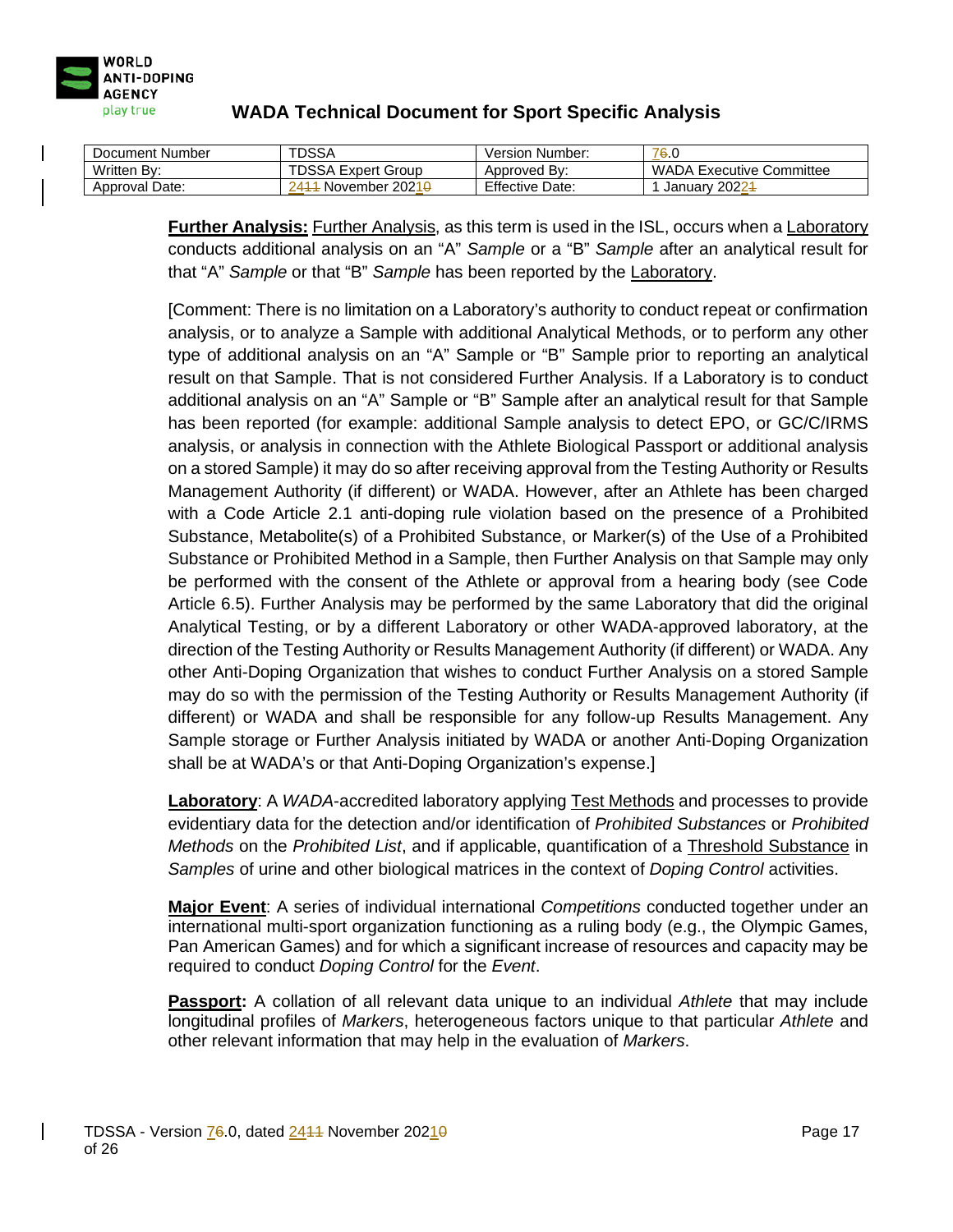**Further Analysis:** Further Analysis, as this term is used in the ISL, occurs when a Laboratory conducts additional analysis on an "A" *Sample* or a "B" *Sample* after an analytical result for that "A" *Sample* or that "B" *Sample* has been reported by the Laboratory.

[Comment: There is no limitation on a Laboratory's authority to conduct repeat or confirmation analysis, or to analyze a Sample with additional Analytical Methods, or to perform any other type of additional analysis on an "A" Sample or "B" Sample prior to reporting an analytical result on that Sample. That is not considered Further Analysis. If a Laboratory is to conduct additional analysis on an "A" Sample or "B" Sample after an analytical result for that Sample has been reported (for example: additional Sample analysis to detect EPO, or GC/C/IRMS analysis, or analysis in connection with the Athlete Biological Passport or additional analysis on a stored Sample) it may do so after receiving approval from the Testing Authority or Results Management Authority (if different) or WADA. However, after an Athlete has been charged with a Code Article 2.1 anti-doping rule violation based on the presence of a Prohibited Substance, Metabolite(s) of a Prohibited Substance, or Marker(s) of the Use of a Prohibited Substance or Prohibited Method in a Sample, then Further Analysis on that Sample may only be performed with the consent of the Athlete or approval from a hearing body (see Code Article 6.5). Further Analysis may be performed by the same Laboratory that did the original Analytical Testing, or by a different Laboratory or other WADA-approved laboratory, at the direction of the Testing Authority or Results Management Authority (if different) or WADA. Any other Anti-Doping Organization that wishes to conduct Further Analysis on a stored Sample may do so with the permission of the Testing Authority or Results Management Authority (if different) or WADA and shall be responsible for any follow-up Results Management. Any Sample storage or Further Analysis initiated by WADA or another Anti-Doping Organization shall be at WADA's or that Anti-Doping Organization's expense.]

**Laboratory**: A *WADA*-accredited laboratory applying Test Methods and processes to provide evidentiary data for the detection and/or identification of *Prohibited Substances* or *Prohibited Methods* on the *Prohibited List*, and if applicable, quantification of a Threshold Substance in *Samples* of urine and other biological matrices in the context of *Doping Control* activities.

**Major Event**: A series of individual international *Competitions* conducted together under an international multi-sport organization functioning as a ruling body (e.g., the Olympic Games, Pan American Games) and for which a significant increase of resources and capacity may be required to conduct *Doping Control* for the *Event*.

**Passport:** A collation of all relevant data unique to an individual *Athlete* that may include longitudinal profiles of *Markers*, heterogeneous factors unique to that particular *Athlete* and other relevant information that may help in the evaluation of *Markers*.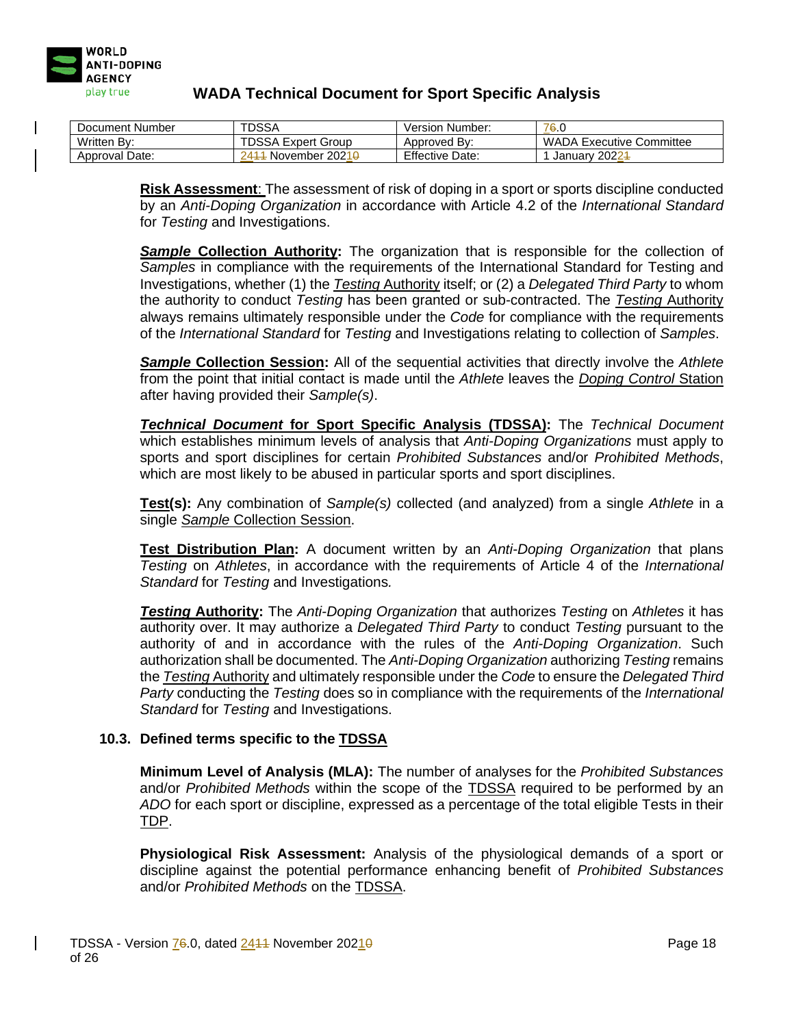**Risk Assessment**: The assessment of risk of doping in a sport or sports discipline conducted by an *Anti-Doping Organization* in accordance with Article 4.2 of the *International Standard* for *Testing* and Investigations.

***Sample* Collection Authority:** The organization that is responsible for the collection of *Samples* in compliance with the requirements of the International Standard for Testing and Investigations, whether (1) the *Testing* Authority itself; or (2) a *Delegated Third Party* to whom the authority to conduct *Testing* has been granted or sub-contracted. The *Testing* Authority always remains ultimately responsible under the *Code* for compliance with the requirements of the *International Standard* for *Testing* and Investigations relating to collection of *Samples*.

***Sample* Collection Session:** All of the sequential activities that directly involve the *Athlete* from the point that initial contact is made until the *Athlete* leaves the *Doping Control* Station after having provided their *Sample(s)*.

***Technical Document* for Sport Specific Analysis (TDSSA):** The *Technical Document* which establishes minimum levels of analysis that *Anti-Doping Organizations* must apply to sports and sport disciplines for certain *Prohibited Substances* and/or *Prohibited Methods*, which are most likely to be abused in particular sports and sport disciplines.

**Test(s):** Any combination of *Sample(s)* collected (and analyzed) from a single *Athlete* in a single *Sample* Collection Session.

**Test Distribution Plan:** A document written by an *Anti-Doping Organization* that plans *Testing* on *Athletes*, in accordance with the requirements of Article 4 of the *International Standard* for *Testing* and Investigations*.*

***Testing* Authority:** The *Anti-Doping Organization* that authorizes *Testing* on *Athletes* it has authority over. It may authorize a *Delegated Third Party* to conduct *Testing* pursuant to the authority of and in accordance with the rules of the *Anti-Doping Organization*. Such authorization shall be documented. The *Anti-Doping Organization* authorizing *Testing* remains the *Testing* Authority and ultimately responsible under the *Code* to ensure the *Delegated Third Party* conducting the *Testing* does so in compliance with the requirements of the *International Standard* for *Testing* and Investigations.

### 10.3. Defined terms specific to the TDSSA

**Minimum Level of Analysis (MLA):** The number of analyses for the *Prohibited Substances* and/or *Prohibited Methods* within the scope of the TDSSA required to be performed by an *ADO* for each sport or discipline, expressed as a percentage of the total eligible Tests in their TDP.

**Physiological Risk Assessment:** Analysis of the physiological demands of a sport or discipline against the potential performance enhancing benefit of *Prohibited Substances* and/or *Prohibited Methods* on the TDSSA.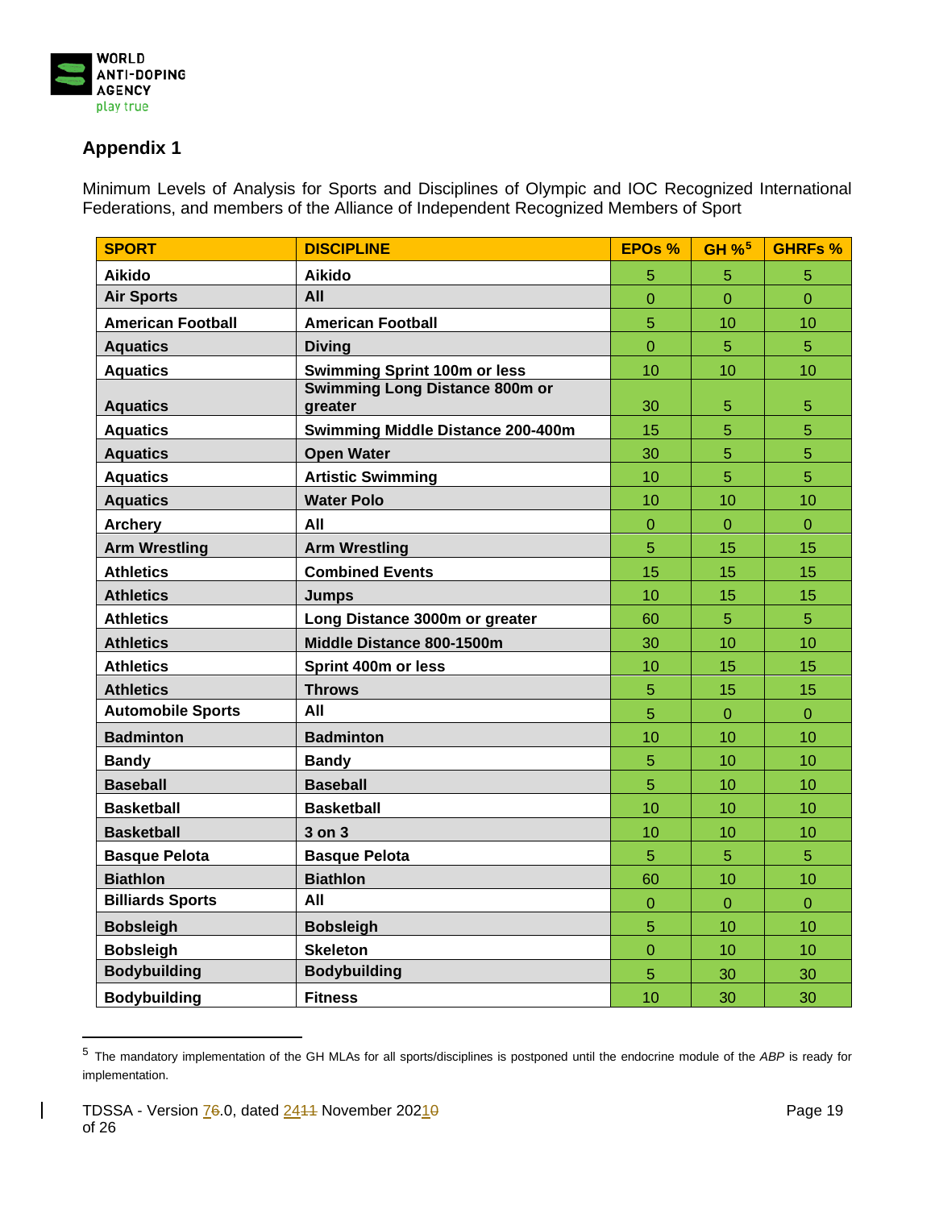## Appendix 1

Minimum Levels of Analysis for Sports and Disciplines of Olympic and IOC Recognized International Federations, and members of the Alliance of Independent Recognized Members of Sport

| SPORT | DISCIPLINE | EPOs % | GH %[5] | GHRFs % |
|---|---|---|---|---|
| Aikido | Aikido | 5 | 5 | 5 |
| Air Sports | All | 0 | 0 | 0 |
| American Football | American Football | 5 | 10 | 10 |
| Aquatics | Diving | 0 | 5 | 5 |
| Aquatics | Swimming Sprint 100m or less | 10 | 10 | 10 |
| Aquatics | Swimming Long Distance 800m or greater | 30 | 5 | 5 |
| Aquatics | Swimming Middle Distance 200-400m | 15 | 5 | 5 |
| Aquatics | Open Water | 30 | 5 | 5 |
| Aquatics | Artistic Swimming | 10 | 5 | 5 |
| Aquatics | Water Polo | 10 | 10 | 10 |
| Archery | All | 0 | 0 | 0 |
| Arm Wrestling | Arm Wrestling | 5 | 15 | 15 |
| Athletics | Combined Events | 15 | 15 | 15 |
| Athletics | Jumps | 10 | 15 | 15 |
| Athletics | Long Distance 3000m or greater | 60 | 5 | 5 |
| Athletics | Middle Distance 800-1500m | 30 | 10 | 10 |
| Athletics | Sprint 400m or less | 10 | 15 | 15 |
| Athletics | Throws | 5 | 15 | 15 |
| Automobile Sports | All | 5 | 0 | 0 |
| Badminton | Badminton | 10 | 10 | 10 |
| Bandy | Bandy | 5 | 10 | 10 |
| Baseball | Baseball | 5 | 10 | 10 |
| Basketball | Basketball | 10 | 10 | 10 |
| Basketball | 3 on 3 | 10 | 10 | 10 |
| Basque Pelota | Basque Pelota | 5 | 5 | 5 |
| Biathlon | Biathlon | 60 | 10 | 10 |
| Billiards Sports | All | 0 | 0 | 0 |
| Bobsleigh | Bobsleigh | 5 | 10 | 10 |
| Bobsleigh | Skeleton | 0 | 10 | 10 |
| Bodybuilding | Bodybuilding | 5 | 30 | 30 |
| Bodybuilding | Fitness | 10 | 30 | 30 |

[5] The mandatory implementation of the GH MLAs for all sports/disciplines is postponed until the endocrine module of the *ABP* is ready for implementation.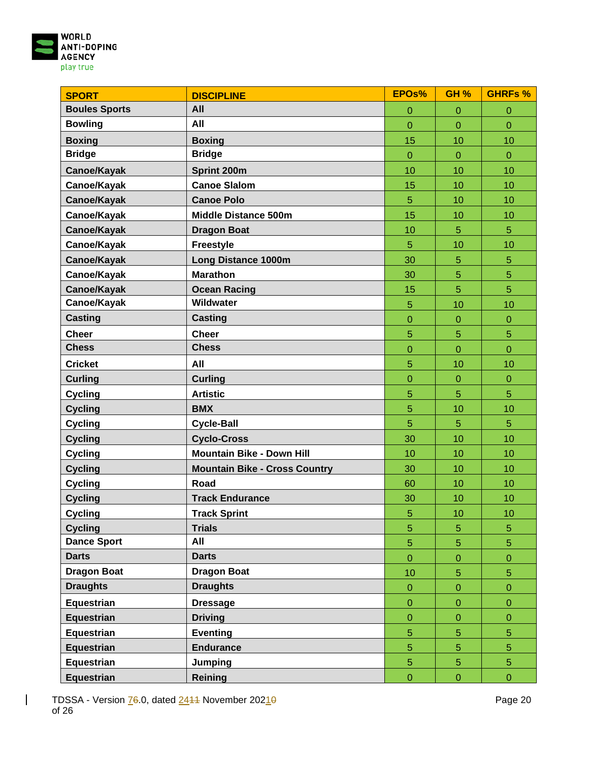| SPORT | DISCIPLINE | EPOs% | GH % | GHRFs % |
|---|---|---|---|---|
| Boules Sports | All | 0 | 0 | 0 |
| Bowling | All | 0 | 0 | 0 |
| Boxing | Boxing | 15 | 10 | 10 |
| Bridge | Bridge | 0 | 0 | 0 |
| Canoe/Kayak | Sprint 200m | 10 | 10 | 10 |
| Canoe/Kayak | Canoe Slalom | 15 | 10 | 10 |
| Canoe/Kayak | Canoe Polo | 5 | 10 | 10 |
| Canoe/Kayak | Middle Distance 500m | 15 | 10 | 10 |
| Canoe/Kayak | Dragon Boat | 10 | 5 | 5 |
| Canoe/Kayak | Freestyle | 5 | 10 | 10 |
| Canoe/Kayak | Long Distance 1000m | 30 | 5 | 5 |
| Canoe/Kayak | Marathon | 30 | 5 | 5 |
| Canoe/Kayak | Ocean Racing | 15 | 5 | 5 |
| Canoe/Kayak | Wildwater | 5 | 10 | 10 |
| Casting | Casting | 0 | 0 | 0 |
| Cheer | Cheer | 5 | 5 | 5 |
| Chess | Chess | 0 | 0 | 0 |
| Cricket | All | 5 | 10 | 10 |
| Curling | Curling | 0 | 0 | 0 |
| Cycling | Artistic | 5 | 5 | 5 |
| Cycling | BMX | 5 | 10 | 10 |
| Cycling | Cycle-Ball | 5 | 5 | 5 |
| Cycling | Cyclo-Cross | 30 | 10 | 10 |
| Cycling | Mountain Bike - Down Hill | 10 | 10 | 10 |
| Cycling | Mountain Bike - Cross Country | 30 | 10 | 10 |
| Cycling | Road | 60 | 10 | 10 |
| Cycling | Track Endurance | 30 | 10 | 10 |
| Cycling | Track Sprint | 5 | 10 | 10 |
| Cycling | Trials | 5 | 5 | 5 |
| Dance Sport | All | 5 | 5 | 5 |
| Darts | Darts | 0 | 0 | 0 |
| Dragon Boat | Dragon Boat | 10 | 5 | 5 |
| Draughts | Draughts | 0 | 0 | 0 |
| Equestrian | Dressage | 0 | 0 | 0 |
| Equestrian | Driving | 0 | 0 | 0 |
| Equestrian | Eventing | 5 | 5 | 5 |
| Equestrian | Endurance | 5 | 5 | 5 |
| Equestrian | Jumping | 5 | 5 | 5 |
| Equestrian | Reining | 0 | 0 | 0 |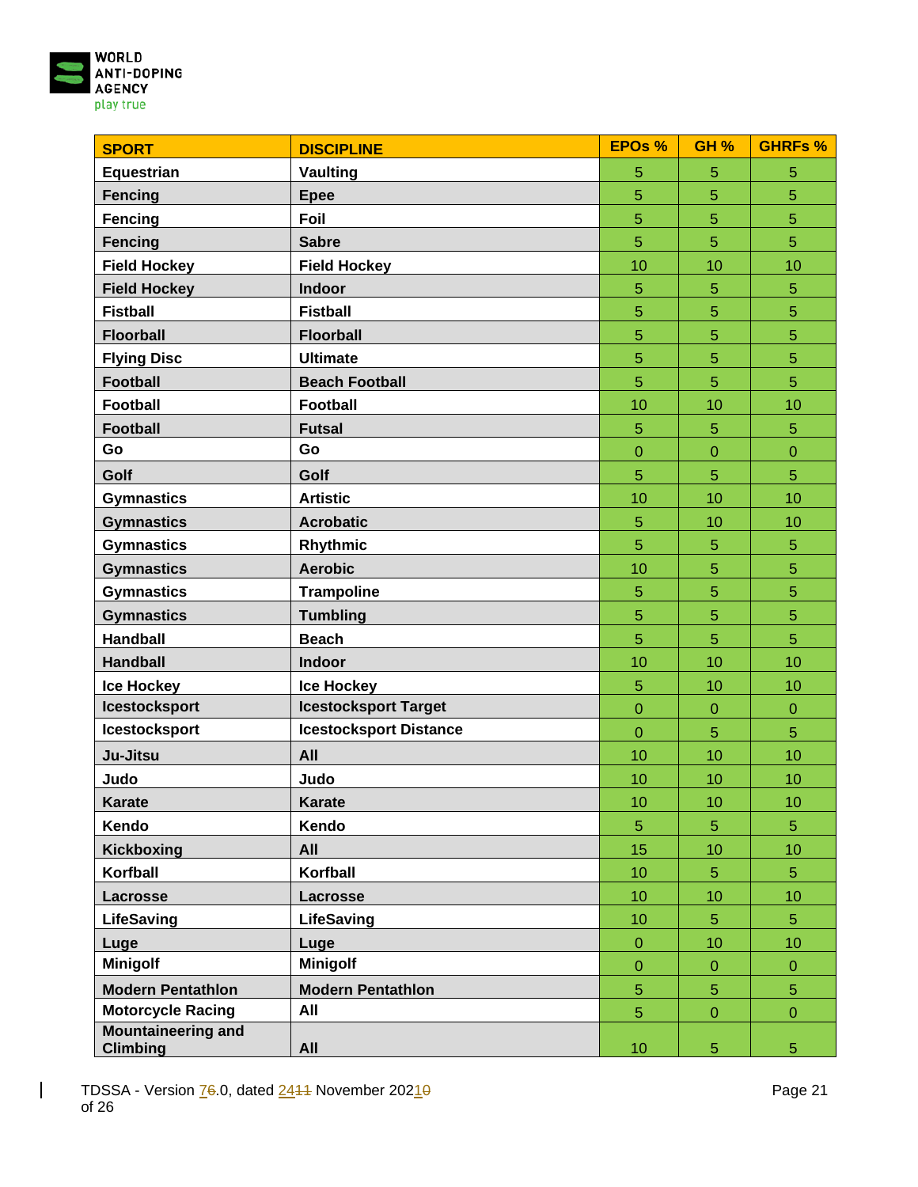| SPORT | DISCIPLINE | EPOs % | GH % | GHRFs % |
|---|---|---|---|---|
| Equestrian | Vaulting | 5 | 5 | 5 |
| Fencing | Epee | 5 | 5 | 5 |
| Fencing | Foil | 5 | 5 | 5 |
| Fencing | Sabre | 5 | 5 | 5 |
| Field Hockey | Field Hockey | 10 | 10 | 10 |
| Field Hockey | Indoor | 5 | 5 | 5 |
| Fistball | Fistball | 5 | 5 | 5 |
| Floorball | Floorball | 5 | 5 | 5 |
| Flying Disc | Ultimate | 5 | 5 | 5 |
| Football | Beach Football | 5 | 5 | 5 |
| Football | Football | 10 | 10 | 10 |
| Football | Futsal | 5 | 5 | 5 |
| Go | Go | 0 | 0 | 0 |
| Golf | Golf | 5 | 5 | 5 |
| Gymnastics | Artistic | 10 | 10 | 10 |
| Gymnastics | Acrobatic | 5 | 10 | 10 |
| Gymnastics | Rhythmic | 5 | 5 | 5 |
| Gymnastics | Aerobic | 10 | 5 | 5 |
| Gymnastics | Trampoline | 5 | 5 | 5 |
| Gymnastics | Tumbling | 5 | 5 | 5 |
| Handball | Beach | 5 | 5 | 5 |
| Handball | Indoor | 10 | 10 | 10 |
| Ice Hockey | Ice Hockey | 5 | 10 | 10 |
| Icestocksport | Icestocksport Target | 0 | 0 | 0 |
| Icestocksport | Icestocksport Distance | 0 | 5 | 5 |
| Ju-Jitsu | All | 10 | 10 | 10 |
| Judo | Judo | 10 | 10 | 10 |
| Karate | Karate | 10 | 10 | 10 |
| Kendo | Kendo | 5 | 5 | 5 |
| Kickboxing | All | 15 | 10 | 10 |
| Korfball | Korfball | 10 | 5 | 5 |
| Lacrosse | Lacrosse | 10 | 10 | 10 |
| LifeSaving | LifeSaving | 10 | 5 | 5 |
| Luge | Luge | 0 | 10 | 10 |
| Minigolf | Minigolf | 0 | 0 | 0 |
| Modern Pentathlon | Modern Pentathlon | 5 | 5 | 5 |
| Motorcycle Racing | All | 5 | 0 | 0 |
| Mountaineering and Climbing | All | 10 | 5 | 5 |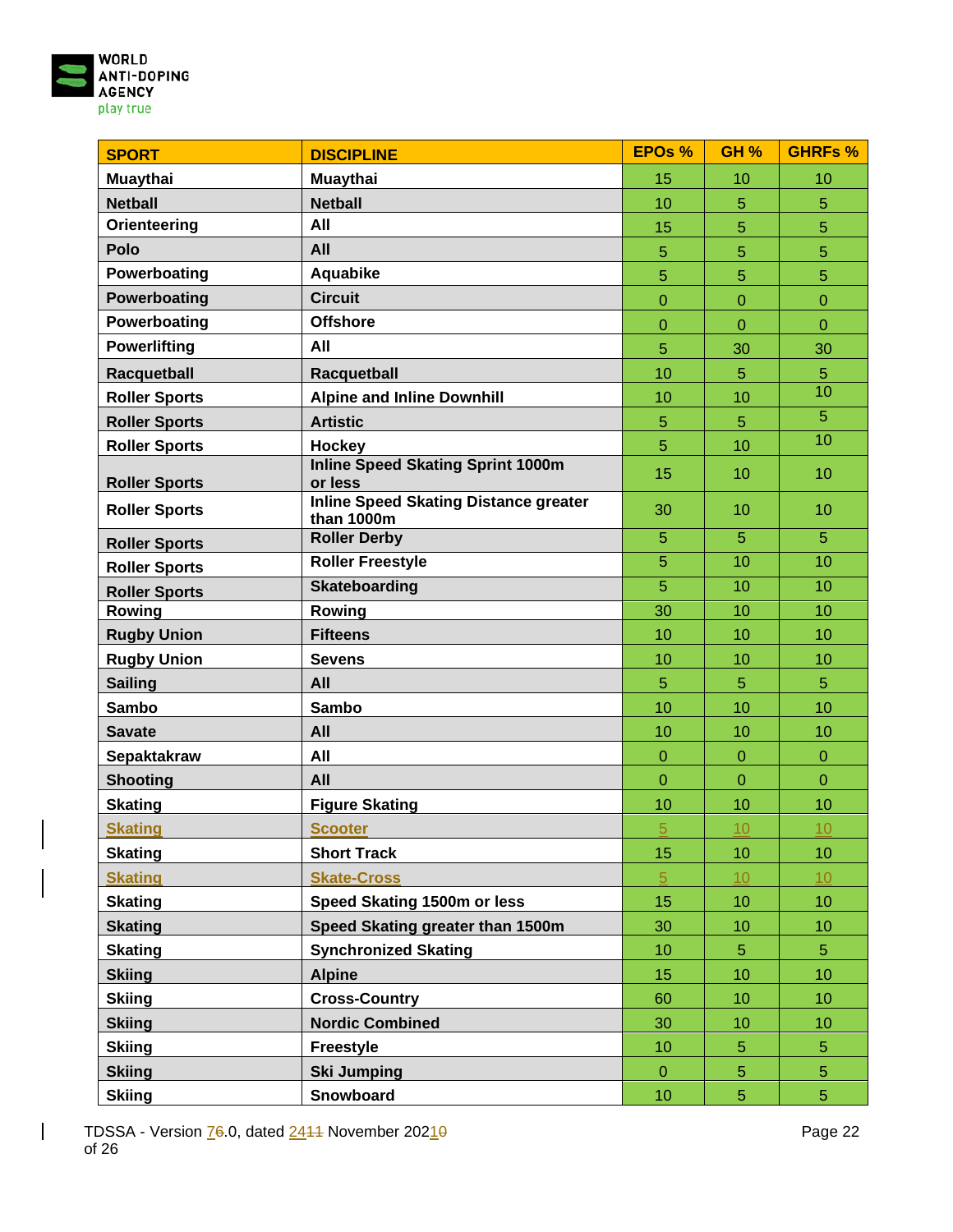| SPORT | DISCIPLINE | EPOs % | GH % | GHRFs % |
|---|---|---|---|---|
| Muaythai | Muaythai | 15 | 10 | 10 |
| Netball | Netball | 10 | 5 | 5 |
| Orienteering | All | 15 | 5 | 5 |
| Polo | All | 5 | 5 | 5 |
| Powerboating | Aquabike | 5 | 5 | 5 |
| Powerboating | Circuit | 0 | 0 | 0 |
| Powerboating | Offshore | 0 | 0 | 0 |
| Powerlifting | All | 5 | 30 | 30 |
| Racquetball | Racquetball | 10 | 5 | 5 |
| Roller Sports | Alpine and Inline Downhill | 10 | 10 | 10 |
| Roller Sports | Artistic | 5 | 5 | 5 |
| Roller Sports | Hockey | 5 | 10 | 10 |
| Roller Sports | Inline Speed Skating Sprint 1000m or less | 15 | 10 | 10 |
| Roller Sports | Inline Speed Skating Distance greater than 1000m | 30 | 10 | 10 |
| Roller Sports | Roller Derby | 5 | 5 | 5 |
| Roller Sports | Roller Freestyle | 5 | 10 | 10 |
| Roller Sports | Skateboarding | 5 | 10 | 10 |
| Rowing | Rowing | 30 | 10 | 10 |
| Rugby Union | Fifteens | 10 | 10 | 10 |
| Rugby Union | Sevens | 10 | 10 | 10 |
| Sailing | All | 5 | 5 | 5 |
| Sambo | Sambo | 10 | 10 | 10 |
| Savate | All | 10 | 10 | 10 |
| Sepaktakraw | All | 0 | 0 | 0 |
| Shooting | All | 0 | 0 | 0 |
| Skating | Figure Skating | 10 | 10 | 10 |
| Skating | Scooter | 5 | 10 | 10 |
| Skating | Short Track | 15 | 10 | 10 |
| Skating | Skate-Cross | 5 | 10 | 10 |
| Skating | Speed Skating 1500m or less | 15 | 10 | 10 |
| Skating | Speed Skating greater than 1500m | 30 | 10 | 10 |
| Skating | Synchronized Skating | 10 | 5 | 5 |
| Skiing | Alpine | 15 | 10 | 10 |
| Skiing | Cross-Country | 60 | 10 | 10 |
| Skiing | Nordic Combined | 30 | 10 | 10 |
| Skiing | Freestyle | 10 | 5 | 5 |
| Skiing | Ski Jumping | 0 | 5 | 5 |
| Skiing | Snowboard | 10 | 5 | 5 |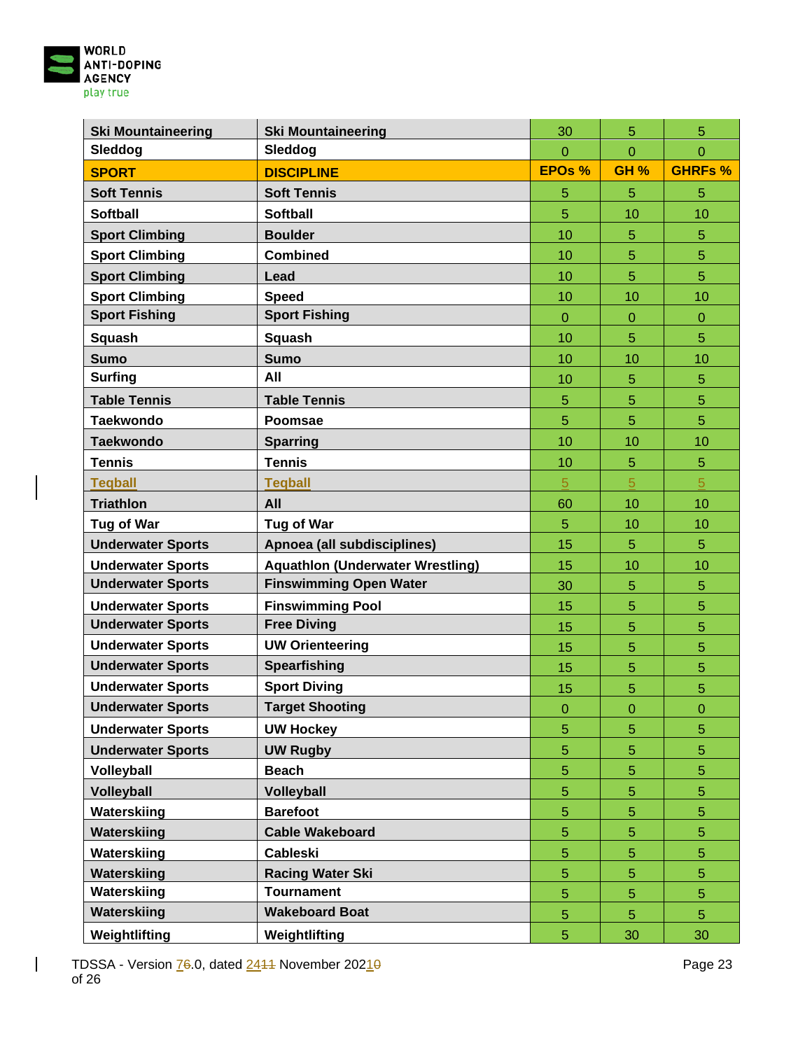| Ski Mountaineering | Ski Mountaineering | 30 | 5 | 5 |
|---|---|---|---|---|
| Sleddog | Sleddog | 0 | 0 | 0 |
| **SPORT** | **DISCIPLINE** | **EPOs %** | **GH %** | **GHRFs %** |
| Soft Tennis | Soft Tennis | 5 | 5 | 5 |
| Softball | Softball | 5 | 10 | 10 |
| Sport Climbing | Boulder | 10 | 5 | 5 |
| Sport Climbing | Combined | 10 | 5 | 5 |
| Sport Climbing | Lead | 10 | 5 | 5 |
| Sport Climbing | Speed | 10 | 10 | 10 |
| Sport Fishing | Sport Fishing | 0 | 0 | 0 |
| Squash | Squash | 10 | 5 | 5 |
| Sumo | Sumo | 10 | 10 | 10 |
| Surfing | All | 10 | 5 | 5 |
| Table Tennis | Table Tennis | 5 | 5 | 5 |
| Taekwondo | Poomsae | 5 | 5 | 5 |
| Taekwondo | Sparring | 10 | 10 | 10 |
| Tennis | Tennis | 10 | 5 | 5 |
| Teqball | Teqball | 5 | 5 | 5 |
| Triathlon | All | 60 | 10 | 10 |
| Tug of War | Tug of War | 5 | 10 | 10 |
| Underwater Sports | Apnoea (all subdisciplines) | 15 | 5 | 5 |
| Underwater Sports | Aquathlon (Underwater Wrestling) | 15 | 10 | 10 |
| Underwater Sports | Finswimming Open Water | 30 | 5 | 5 |
| Underwater Sports | Finswimming Pool | 15 | 5 | 5 |
| Underwater Sports | Free Diving | 15 | 5 | 5 |
| Underwater Sports | UW Orienteering | 15 | 5 | 5 |
| Underwater Sports | Spearfishing | 15 | 5 | 5 |
| Underwater Sports | Sport Diving | 15 | 5 | 5 |
| Underwater Sports | Target Shooting | 0 | 0 | 0 |
| Underwater Sports | UW Hockey | 5 | 5 | 5 |
| Underwater Sports | UW Rugby | 5 | 5 | 5 |
| Volleyball | Beach | 5 | 5 | 5 |
| Volleyball | Volleyball | 5 | 5 | 5 |
| Waterskiing | Barefoot | 5 | 5 | 5 |
| Waterskiing | Cable Wakeboard | 5 | 5 | 5 |
| Waterskiing | Cableski | 5 | 5 | 5 |
| Waterskiing | Racing Water Ski | 5 | 5 | 5 |
| Waterskiing | Tournament | 5 | 5 | 5 |
| Waterskiing | Wakeboard Boat | 5 | 5 | 5 |
| Weightlifting | Weightlifting | 5 | 30 | 30 |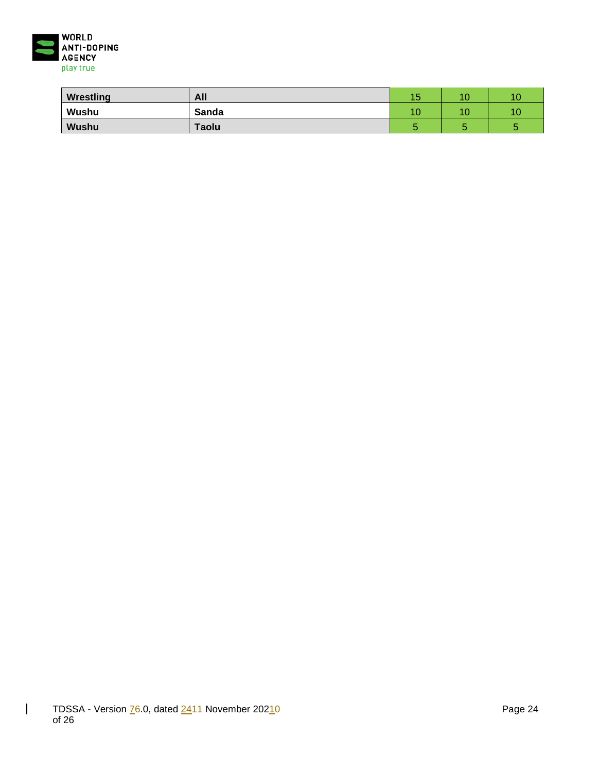| | | | | |
|---|---|---|---|---|
| **Wrestling** | **All** | 15 | 10 | 10 |
| **Wushu** | **Sanda** | 10 | 10 | 10 |
| **Wushu** | **Taolu** | 5 | 5 | 5 |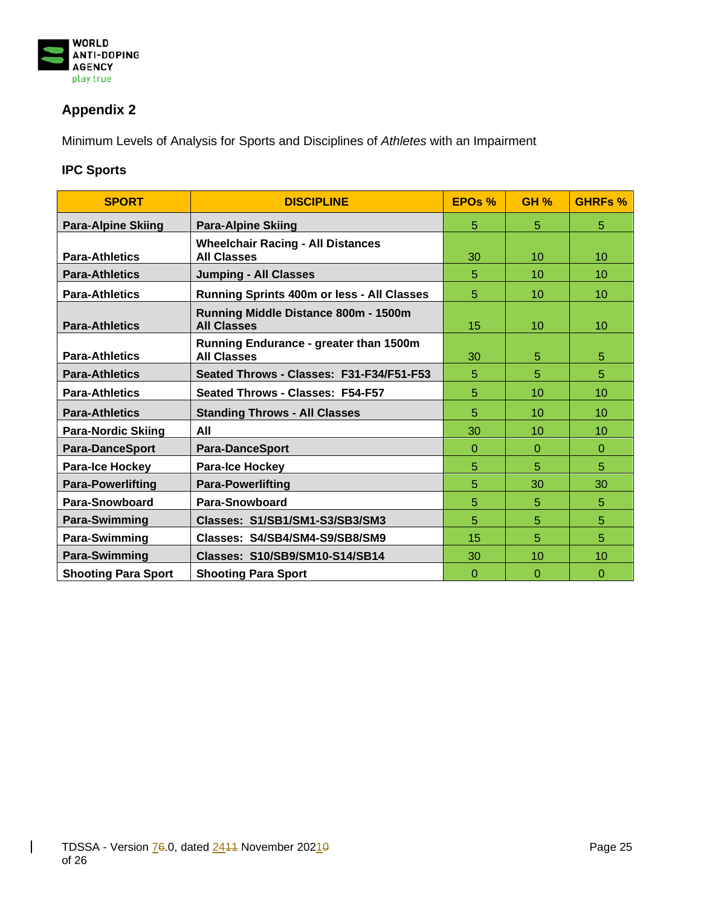## Appendix 2

Minimum Levels of Analysis for Sports and Disciplines of *Athletes* with an Impairment

### IPC Sports

| SPORT | DISCIPLINE | EPOs % | GH % | GHRFs % |
|---|---|---|---|---|
| Para-Alpine Skiing | Para-Alpine Skiing | 5 | 5 | 5 |
| Para-Athletics | Wheelchair Racing - All Distances All Classes | 30 | 10 | 10 |
| Para-Athletics | Jumping - All Classes | 5 | 10 | 10 |
| Para-Athletics | Running Sprints 400m or less - All Classes | 5 | 10 | 10 |
| Para-Athletics | Running Middle Distance 800m - 1500m All Classes | 15 | 10 | 10 |
| Para-Athletics | Running Endurance - greater than 1500m All Classes | 30 | 5 | 5 |
| Para-Athletics | Seated Throws - Classes: F31-F34/F51-F53 | 5 | 5 | 5 |
| Para-Athletics | Seated Throws - Classes: F54-F57 | 5 | 10 | 10 |
| Para-Athletics | Standing Throws - All Classes | 5 | 10 | 10 |
| Para-Nordic Skiing | All | 30 | 10 | 10 |
| Para-DanceSport | Para-DanceSport | 0 | 0 | 0 |
| Para-Ice Hockey | Para-Ice Hockey | 5 | 5 | 5 |
| Para-Powerlifting | Para-Powerlifting | 5 | 30 | 30 |
| Para-Snowboard | Para-Snowboard | 5 | 5 | 5 |
| Para-Swimming | Classes: S1/SB1/SM1-S3/SB3/SM3 | 5 | 5 | 5 |
| Para-Swimming | Classes: S4/SB4/SM4-S9/SB8/SM9 | 15 | 5 | 5 |
| Para-Swimming | Classes: S10/SB9/SM10-S14/SB14 | 30 | 10 | 10 |
| Shooting Para Sport | Shooting Para Sport | 0 | 0 | 0 |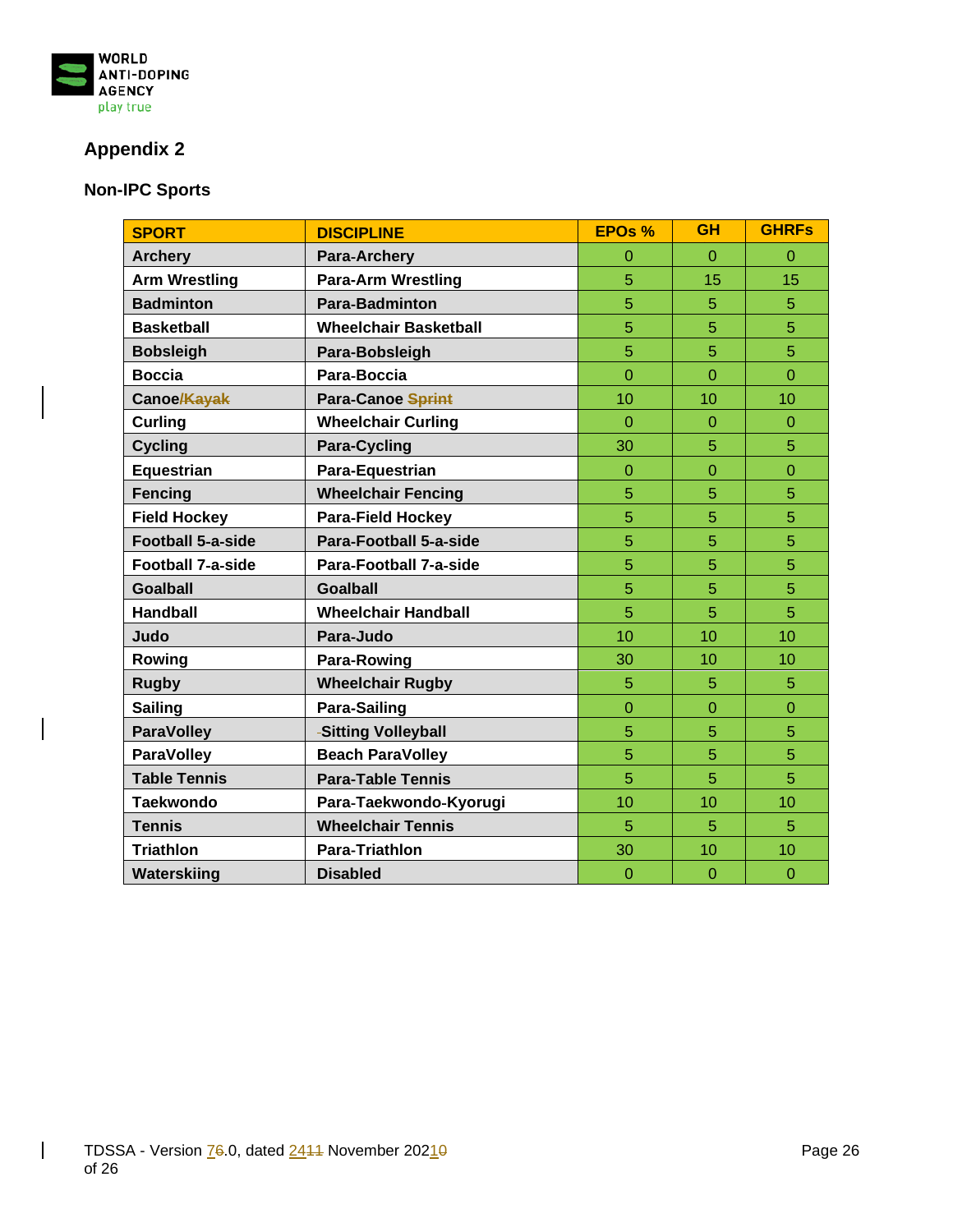## Appendix 2

### Non-IPC Sports

| SPORT | DISCIPLINE | EPOs % | GH | GHRFs |
|---|---|---|---|---|
| Archery | Para-Archery | 0 | 0 | 0 |
| Arm Wrestling | Para-Arm Wrestling | 5 | 15 | 15 |
| Badminton | Para-Badminton | 5 | 5 | 5 |
| Basketball | Wheelchair Basketball | 5 | 5 | 5 |
| Bobsleigh | Para-Bobsleigh | 5 | 5 | 5 |
| Boccia | Para-Boccia | 0 | 0 | 0 |
| Canoe~~/Kayak~~ | Para-Canoe ~~Sprint~~ | 10 | 10 | 10 |
| Curling | Wheelchair Curling | 0 | 0 | 0 |
| Cycling | Para-Cycling | 30 | 5 | 5 |
| Equestrian | Para-Equestrian | 0 | 0 | 0 |
| Fencing | Wheelchair Fencing | 5 | 5 | 5 |
| Field Hockey | Para-Field Hockey | 5 | 5 | 5 |
| Football 5-a-side | Para-Football 5-a-side | 5 | 5 | 5 |
| Football 7-a-side | Para-Football 7-a-side | 5 | 5 | 5 |
| Goalball | Goalball | 5 | 5 | 5 |
| Handball | Wheelchair Handball | 5 | 5 | 5 |
| Judo | Para-Judo | 10 | 10 | 10 |
| Rowing | Para-Rowing | 30 | 10 | 10 |
| Rugby | Wheelchair Rugby | 5 | 5 | 5 |
| Sailing | Para-Sailing | 0 | 0 | 0 |
| ParaVolley | Sitting Volleyball | 5 | 5 | 5 |
| ParaVolley | Beach ParaVolley | 5 | 5 | 5 |
| Table Tennis | Para-Table Tennis | 5 | 5 | 5 |
| Taekwondo | Para-Taekwondo-Kyorugi | 10 | 10 | 10 |
| Tennis | Wheelchair Tennis | 5 | 5 | 5 |
| Triathlon | Para-Triathlon | 30 | 10 | 10 |
| Waterskiing | Disabled | 0 | 0 | 0 |